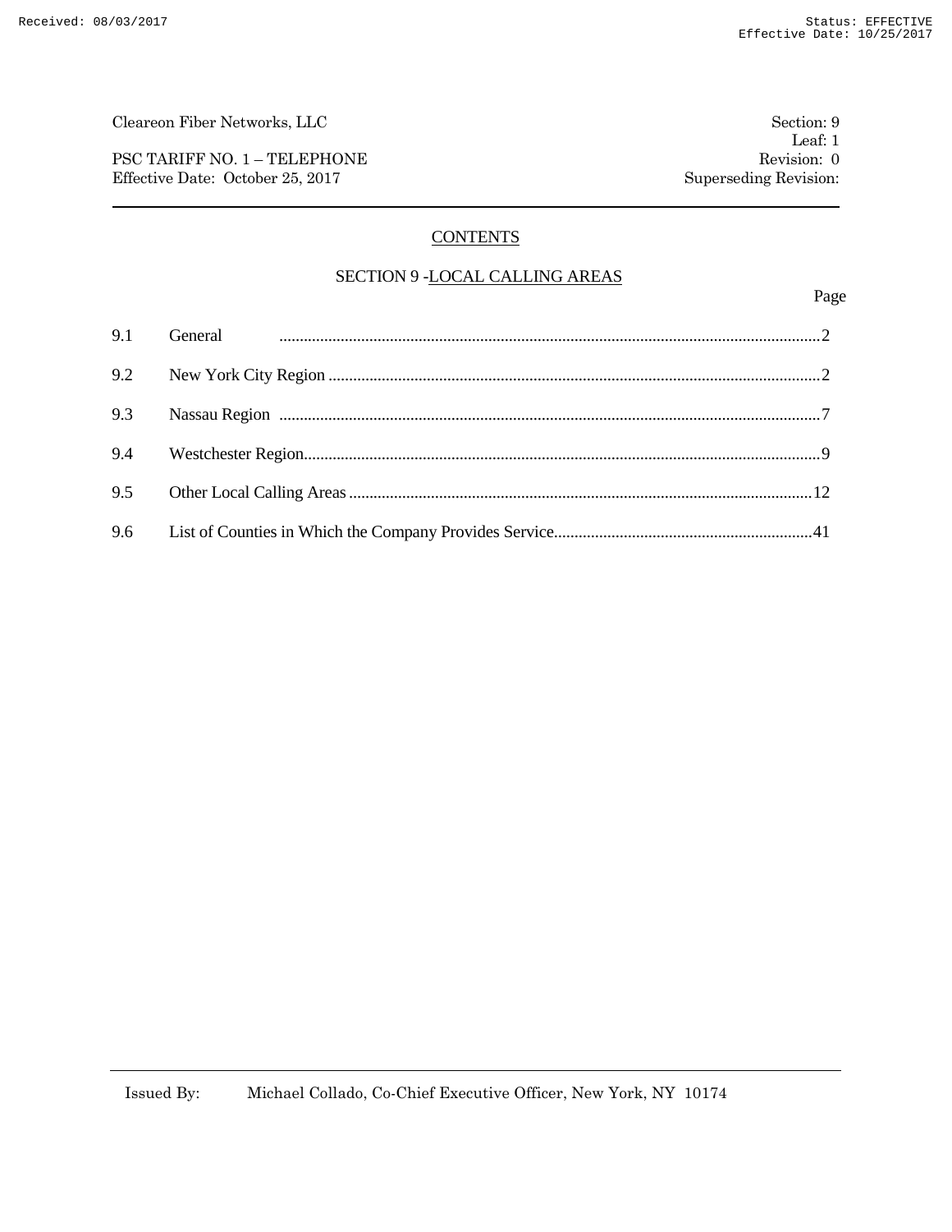Cleareon Fiber Networks, LLC

PSC TARIFF NO. 1 – TELEPHONE
Effective Date: October 25, 2017

Section: 9
Leaf: 1
Revision: 0
Superseding Revision:

## CONTENTS

### SECTION 9 - LOCAL CALLING AREAS

| | | Page |
|---|---|---|
| 9.1 | General | 2 |
| 9.2 | New York City Region | 2 |
| 9.3 | Nassau Region | 7 |
| 9.4 | Westchester Region | 9 |
| 9.5 | Other Local Calling Areas | 12 |
| 9.6 | List of Counties in Which the Company Provides Service | 41 |

Issued By: Michael Collado, Co-Chief Executive Officer, New York, NY 10174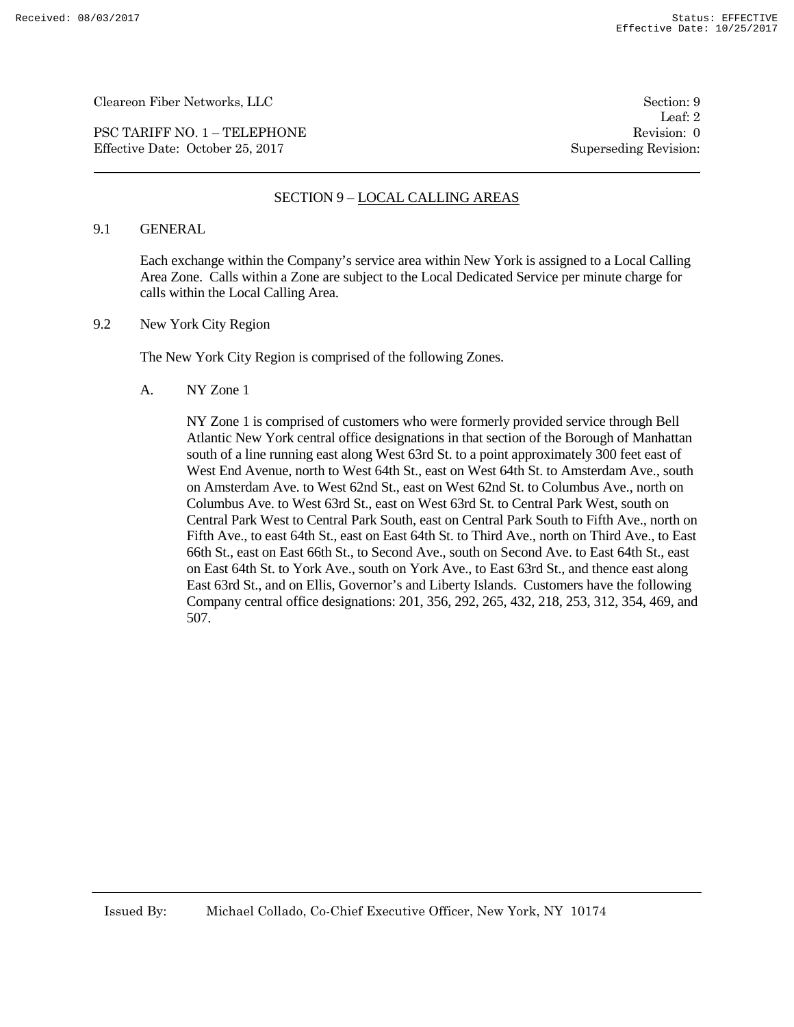## SECTION 9 – LOCAL CALLING AREAS

9.1 GENERAL

Each exchange within the Company's service area within New York is assigned to a Local Calling Area Zone. Calls within a Zone are subject to the Local Dedicated Service per minute charge for calls within the Local Calling Area.

9.2 New York City Region

The New York City Region is comprised of the following Zones.

A. NY Zone 1

NY Zone 1 is comprised of customers who were formerly provided service through Bell Atlantic New York central office designations in that section of the Borough of Manhattan south of a line running east along West 63rd St. to a point approximately 300 feet east of West End Avenue, north to West 64th St., east on West 64th St. to Amsterdam Ave., south on Amsterdam Ave. to West 62nd St., east on West 62nd St. to Columbus Ave., north on Columbus Ave. to West 63rd St., east on West 63rd St. to Central Park West, south on Central Park West to Central Park South, east on Central Park South to Fifth Ave., north on Fifth Ave., to east 64th St., east on East 64th St. to Third Ave., north on Third Ave., to East 66th St., east on East 66th St., to Second Ave., south on Second Ave. to East 64th St., east on East 64th St. to York Ave., south on York Ave., to East 63rd St., and thence east along East 63rd St., and on Ellis, Governor's and Liberty Islands. Customers have the following Company central office designations: 201, 356, 292, 265, 432, 218, 253, 312, 354, 469, and 507.

Issued By: Michael Collado, Co-Chief Executive Officer, New York, NY 10174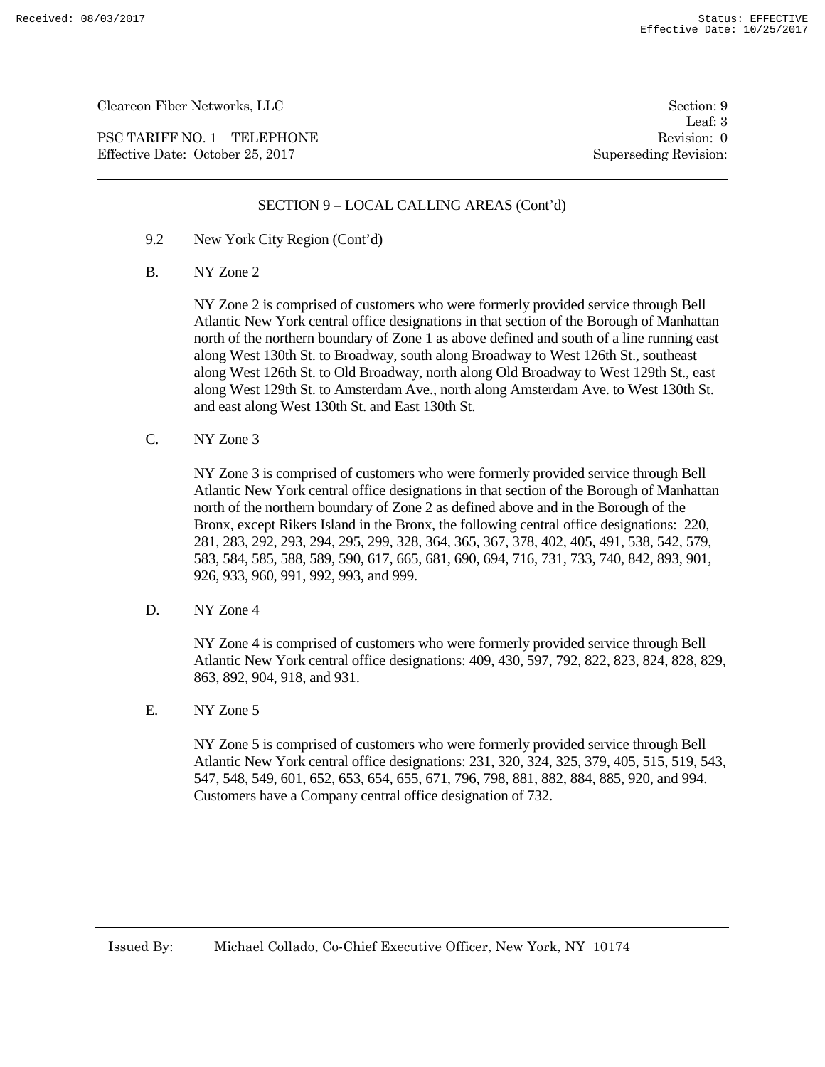## SECTION 9 – LOCAL CALLING AREAS (Cont'd)

9.2 New York City Region (Cont'd)

B. NY Zone 2

NY Zone 2 is comprised of customers who were formerly provided service through Bell Atlantic New York central office designations in that section of the Borough of Manhattan north of the northern boundary of Zone 1 as above defined and south of a line running east along West 130th St. to Broadway, south along Broadway to West 126th St., southeast along West 126th St. to Old Broadway, north along Old Broadway to West 129th St., east along West 129th St. to Amsterdam Ave., north along Amsterdam Ave. to West 130th St. and east along West 130th St. and East 130th St.

C. NY Zone 3

NY Zone 3 is comprised of customers who were formerly provided service through Bell Atlantic New York central office designations in that section of the Borough of Manhattan north of the northern boundary of Zone 2 as defined above and in the Borough of the Bronx, except Rikers Island in the Bronx, the following central office designations: 220, 281, 283, 292, 293, 294, 295, 299, 328, 364, 365, 367, 378, 402, 405, 491, 538, 542, 579, 583, 584, 585, 588, 589, 590, 617, 665, 681, 690, 694, 716, 731, 733, 740, 842, 893, 901, 926, 933, 960, 991, 992, 993, and 999.

D. NY Zone 4

NY Zone 4 is comprised of customers who were formerly provided service through Bell Atlantic New York central office designations: 409, 430, 597, 792, 822, 823, 824, 828, 829, 863, 892, 904, 918, and 931.

E. NY Zone 5

NY Zone 5 is comprised of customers who were formerly provided service through Bell Atlantic New York central office designations: 231, 320, 324, 325, 379, 405, 515, 519, 543, 547, 548, 549, 601, 652, 653, 654, 655, 671, 796, 798, 881, 882, 884, 885, 920, and 994. Customers have a Company central office designation of 732.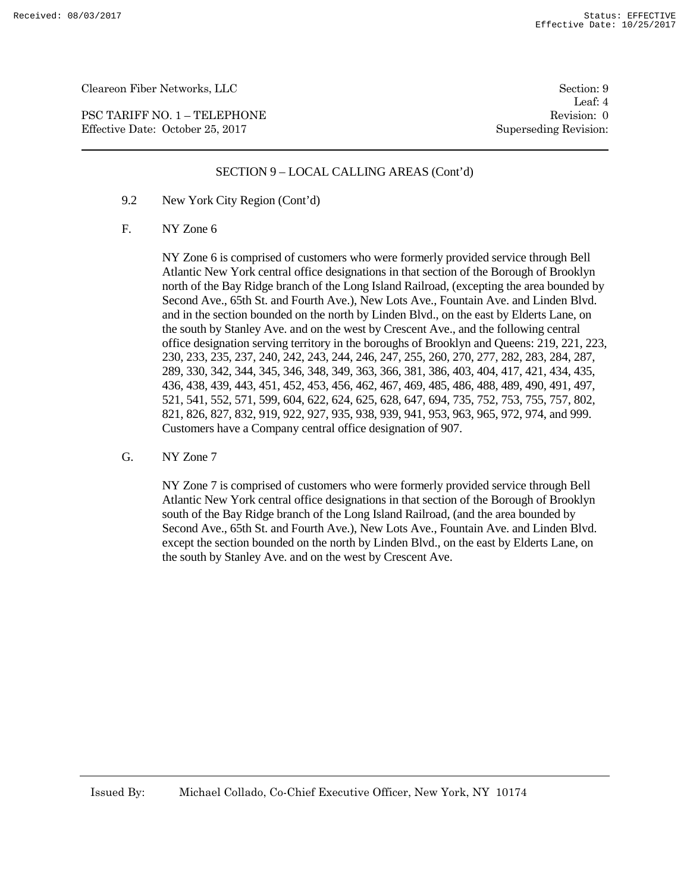SECTION 9 – LOCAL CALLING AREAS (Cont'd)

9.2 New York City Region (Cont'd)

F. NY Zone 6

NY Zone 6 is comprised of customers who were formerly provided service through Bell Atlantic New York central office designations in that section of the Borough of Brooklyn north of the Bay Ridge branch of the Long Island Railroad, (excepting the area bounded by Second Ave., 65th St. and Fourth Ave.), New Lots Ave., Fountain Ave. and Linden Blvd. and in the section bounded on the north by Linden Blvd., on the east by Elderts Lane, on the south by Stanley Ave. and on the west by Crescent Ave., and the following central office designation serving territory in the boroughs of Brooklyn and Queens: 219, 221, 223, 230, 233, 235, 237, 240, 242, 243, 244, 246, 247, 255, 260, 270, 277, 282, 283, 284, 287, 289, 330, 342, 344, 345, 346, 348, 349, 363, 366, 381, 386, 403, 404, 417, 421, 434, 435, 436, 438, 439, 443, 451, 452, 453, 456, 462, 467, 469, 485, 486, 488, 489, 490, 491, 497, 521, 541, 552, 571, 599, 604, 622, 624, 625, 628, 647, 694, 735, 752, 753, 755, 757, 802, 821, 826, 827, 832, 919, 922, 927, 935, 938, 939, 941, 953, 963, 965, 972, 974, and 999. Customers have a Company central office designation of 907.

G. NY Zone 7

NY Zone 7 is comprised of customers who were formerly provided service through Bell Atlantic New York central office designations in that section of the Borough of Brooklyn south of the Bay Ridge branch of the Long Island Railroad, (and the area bounded by Second Ave., 65th St. and Fourth Ave.), New Lots Ave., Fountain Ave. and Linden Blvd. except the section bounded on the north by Linden Blvd., on the east by Elderts Lane, on the south by Stanley Ave. and on the west by Crescent Ave.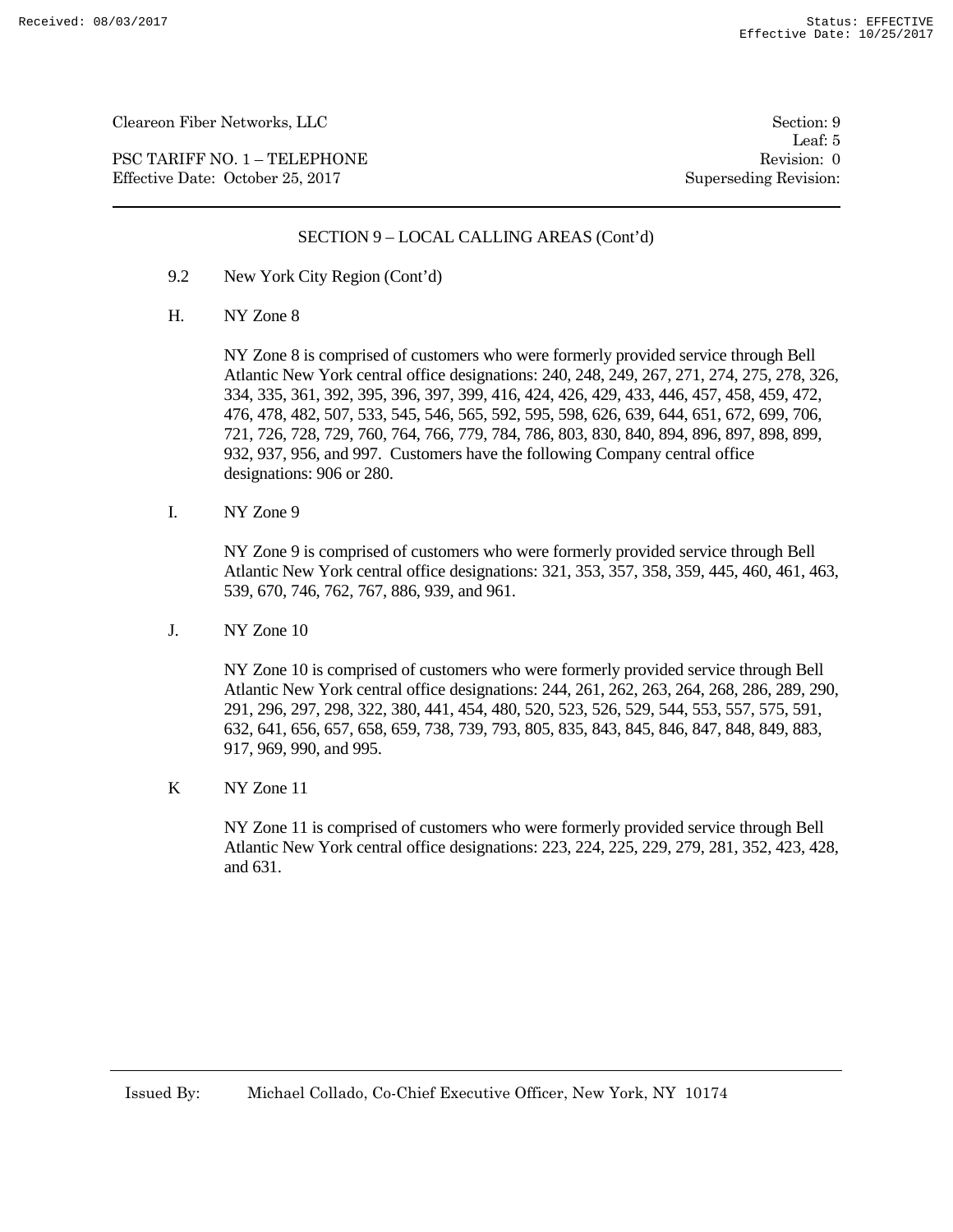Cleareon Fiber Networks, LLC

PSC TARIFF NO. 1 – TELEPHONE
Effective Date: October 25, 2017

Section: 9
Leaf: 5
Revision: 0
Superseding Revision:

## SECTION 9 – LOCAL CALLING AREAS (Cont'd)

9.2 New York City Region (Cont'd)

H. NY Zone 8

NY Zone 8 is comprised of customers who were formerly provided service through Bell Atlantic New York central office designations: 240, 248, 249, 267, 271, 274, 275, 278, 326, 334, 335, 361, 392, 395, 396, 397, 399, 416, 424, 426, 429, 433, 446, 457, 458, 459, 472, 476, 478, 482, 507, 533, 545, 546, 565, 592, 595, 598, 626, 639, 644, 651, 672, 699, 706, 721, 726, 728, 729, 760, 764, 766, 779, 784, 786, 803, 830, 840, 894, 896, 897, 898, 899, 932, 937, 956, and 997. Customers have the following Company central office designations: 906 or 280.

I. NY Zone 9

NY Zone 9 is comprised of customers who were formerly provided service through Bell Atlantic New York central office designations: 321, 353, 357, 358, 359, 445, 460, 461, 463, 539, 670, 746, 762, 767, 886, 939, and 961.

J. NY Zone 10

NY Zone 10 is comprised of customers who were formerly provided service through Bell Atlantic New York central office designations: 244, 261, 262, 263, 264, 268, 286, 289, 290, 291, 296, 297, 298, 322, 380, 441, 454, 480, 520, 523, 526, 529, 544, 553, 557, 575, 591, 632, 641, 656, 657, 658, 659, 738, 739, 793, 805, 835, 843, 845, 846, 847, 848, 849, 883, 917, 969, 990, and 995.

K NY Zone 11

NY Zone 11 is comprised of customers who were formerly provided service through Bell Atlantic New York central office designations: 223, 224, 225, 229, 279, 281, 352, 423, 428, and 631.

Issued By: Michael Collado, Co-Chief Executive Officer, New York, NY 10174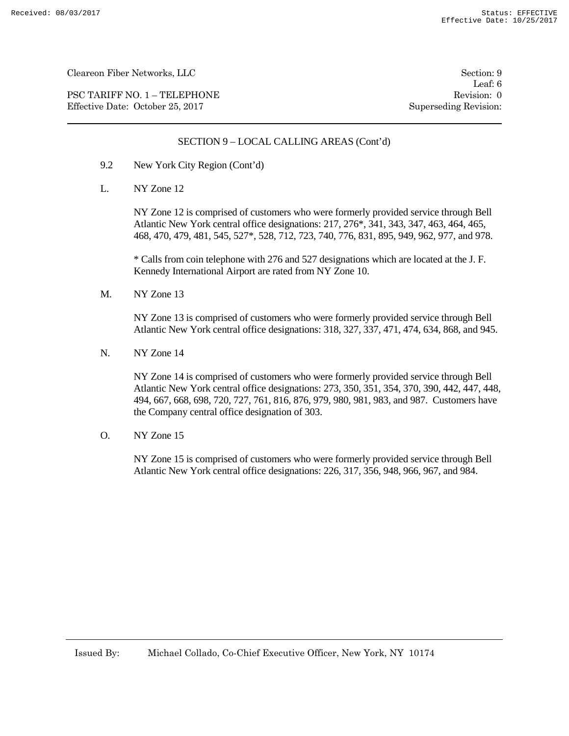## SECTION 9 – LOCAL CALLING AREAS (Cont'd)

9.2 New York City Region (Cont'd)

L. NY Zone 12

NY Zone 12 is comprised of customers who were formerly provided service through Bell Atlantic New York central office designations: 217, 276*, 341, 343, 347, 463, 464, 465, 468, 470, 479, 481, 545, 527*, 528, 712, 723, 740, 776, 831, 895, 949, 962, 977, and 978.

* Calls from coin telephone with 276 and 527 designations which are located at the J. F. Kennedy International Airport are rated from NY Zone 10.

M. NY Zone 13

NY Zone 13 is comprised of customers who were formerly provided service through Bell Atlantic New York central office designations: 318, 327, 337, 471, 474, 634, 868, and 945.

N. NY Zone 14

NY Zone 14 is comprised of customers who were formerly provided service through Bell Atlantic New York central office designations: 273, 350, 351, 354, 370, 390, 442, 447, 448, 494, 667, 668, 698, 720, 727, 761, 816, 876, 979, 980, 981, 983, and 987. Customers have the Company central office designation of 303.

O. NY Zone 15

NY Zone 15 is comprised of customers who were formerly provided service through Bell Atlantic New York central office designations: 226, 317, 356, 948, 966, 967, and 984.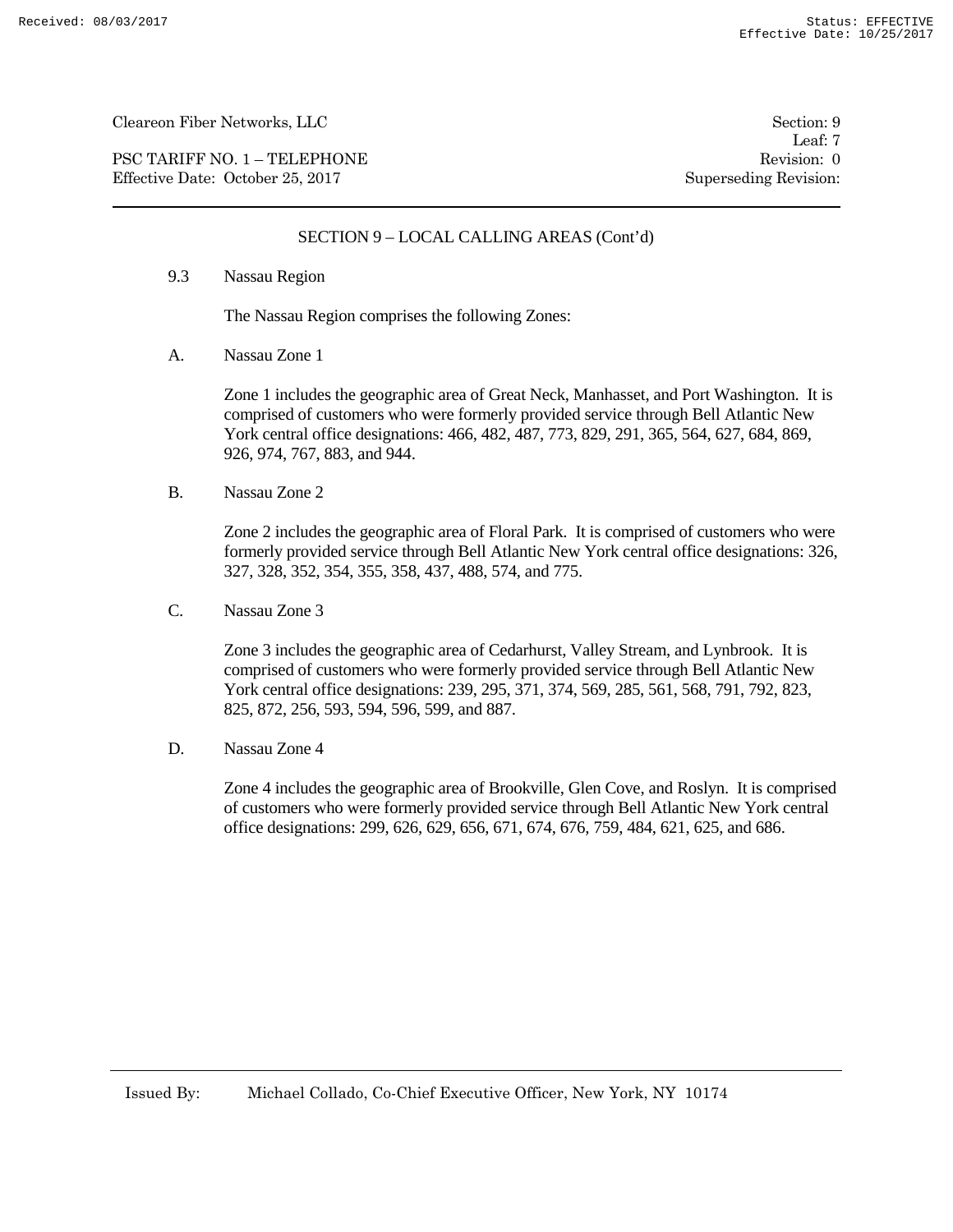## SECTION 9 – LOCAL CALLING AREAS (Cont'd)

### 9.3 Nassau Region

The Nassau Region comprises the following Zones:

#### A. Nassau Zone 1

Zone 1 includes the geographic area of Great Neck, Manhasset, and Port Washington. It is comprised of customers who were formerly provided service through Bell Atlantic New York central office designations: 466, 482, 487, 773, 829, 291, 365, 564, 627, 684, 869, 926, 974, 767, 883, and 944.

#### B. Nassau Zone 2

Zone 2 includes the geographic area of Floral Park. It is comprised of customers who were formerly provided service through Bell Atlantic New York central office designations: 326, 327, 328, 352, 354, 355, 358, 437, 488, 574, and 775.

#### C. Nassau Zone 3

Zone 3 includes the geographic area of Cedarhurst, Valley Stream, and Lynbrook. It is comprised of customers who were formerly provided service through Bell Atlantic New York central office designations: 239, 295, 371, 374, 569, 285, 561, 568, 791, 792, 823, 825, 872, 256, 593, 594, 596, 599, and 887.

#### D. Nassau Zone 4

Zone 4 includes the geographic area of Brookville, Glen Cove, and Roslyn. It is comprised of customers who were formerly provided service through Bell Atlantic New York central office designations: 299, 626, 629, 656, 671, 674, 676, 759, 484, 621, 625, and 686.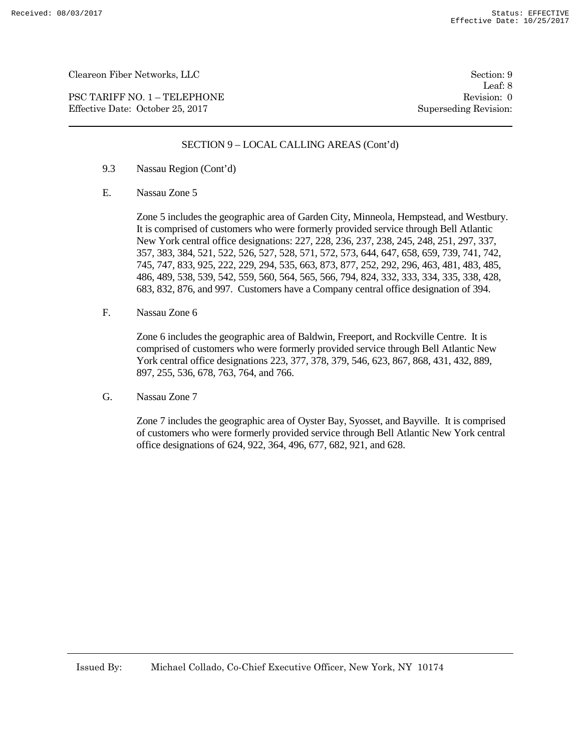## SECTION 9 – LOCAL CALLING AREAS (Cont'd)

9.3 Nassau Region (Cont'd)

E. Nassau Zone 5

Zone 5 includes the geographic area of Garden City, Minneola, Hempstead, and Westbury. It is comprised of customers who were formerly provided service through Bell Atlantic New York central office designations: 227, 228, 236, 237, 238, 245, 248, 251, 297, 337, 357, 383, 384, 521, 522, 526, 527, 528, 571, 572, 573, 644, 647, 658, 659, 739, 741, 742, 745, 747, 833, 925, 222, 229, 294, 535, 663, 873, 877, 252, 292, 296, 463, 481, 483, 485, 486, 489, 538, 539, 542, 559, 560, 564, 565, 566, 794, 824, 332, 333, 334, 335, 338, 428, 683, 832, 876, and 997. Customers have a Company central office designation of 394.

F. Nassau Zone 6

Zone 6 includes the geographic area of Baldwin, Freeport, and Rockville Centre. It is comprised of customers who were formerly provided service through Bell Atlantic New York central office designations 223, 377, 378, 379, 546, 623, 867, 868, 431, 432, 889, 897, 255, 536, 678, 763, 764, and 766.

G. Nassau Zone 7

Zone 7 includes the geographic area of Oyster Bay, Syosset, and Bayville. It is comprised of customers who were formerly provided service through Bell Atlantic New York central office designations of 624, 922, 364, 496, 677, 682, 921, and 628.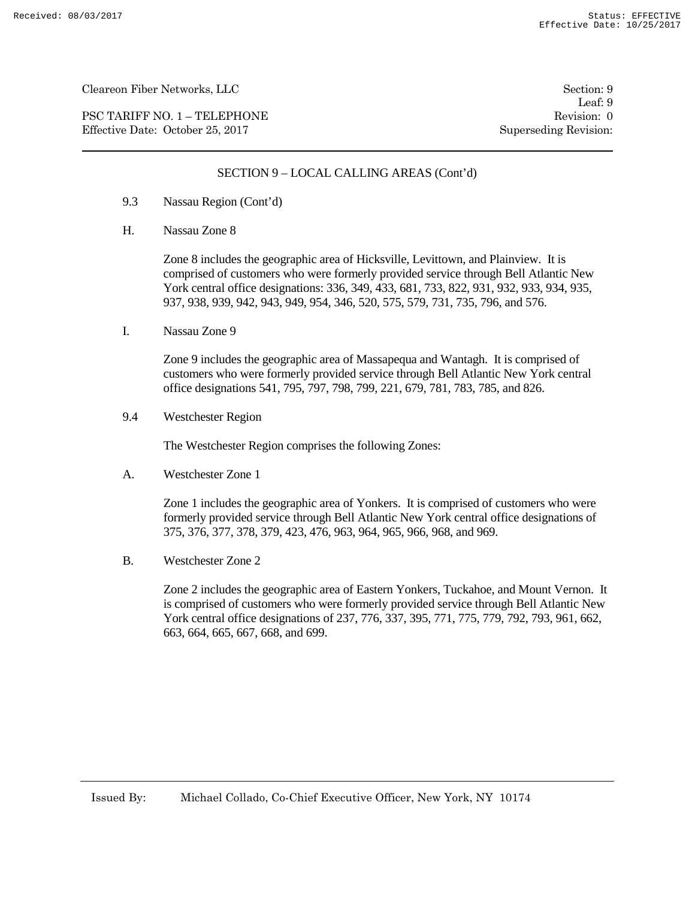## SECTION 9 – LOCAL CALLING AREAS (Cont'd)

9.3 Nassau Region (Cont'd)

H. Nassau Zone 8

Zone 8 includes the geographic area of Hicksville, Levittown, and Plainview. It is comprised of customers who were formerly provided service through Bell Atlantic New York central office designations: 336, 349, 433, 681, 733, 822, 931, 932, 933, 934, 935, 937, 938, 939, 942, 943, 949, 954, 346, 520, 575, 579, 731, 735, 796, and 576.

I. Nassau Zone 9

Zone 9 includes the geographic area of Massapequa and Wantagh. It is comprised of customers who were formerly provided service through Bell Atlantic New York central office designations 541, 795, 797, 798, 799, 221, 679, 781, 783, 785, and 826.

9.4 Westchester Region

The Westchester Region comprises the following Zones:

A. Westchester Zone 1

Zone 1 includes the geographic area of Yonkers. It is comprised of customers who were formerly provided service through Bell Atlantic New York central office designations of 375, 376, 377, 378, 379, 423, 476, 963, 964, 965, 966, 968, and 969.

B. Westchester Zone 2

Zone 2 includes the geographic area of Eastern Yonkers, Tuckahoe, and Mount Vernon. It is comprised of customers who were formerly provided service through Bell Atlantic New York central office designations of 237, 776, 337, 395, 771, 775, 779, 792, 793, 961, 662, 663, 664, 665, 667, 668, and 699.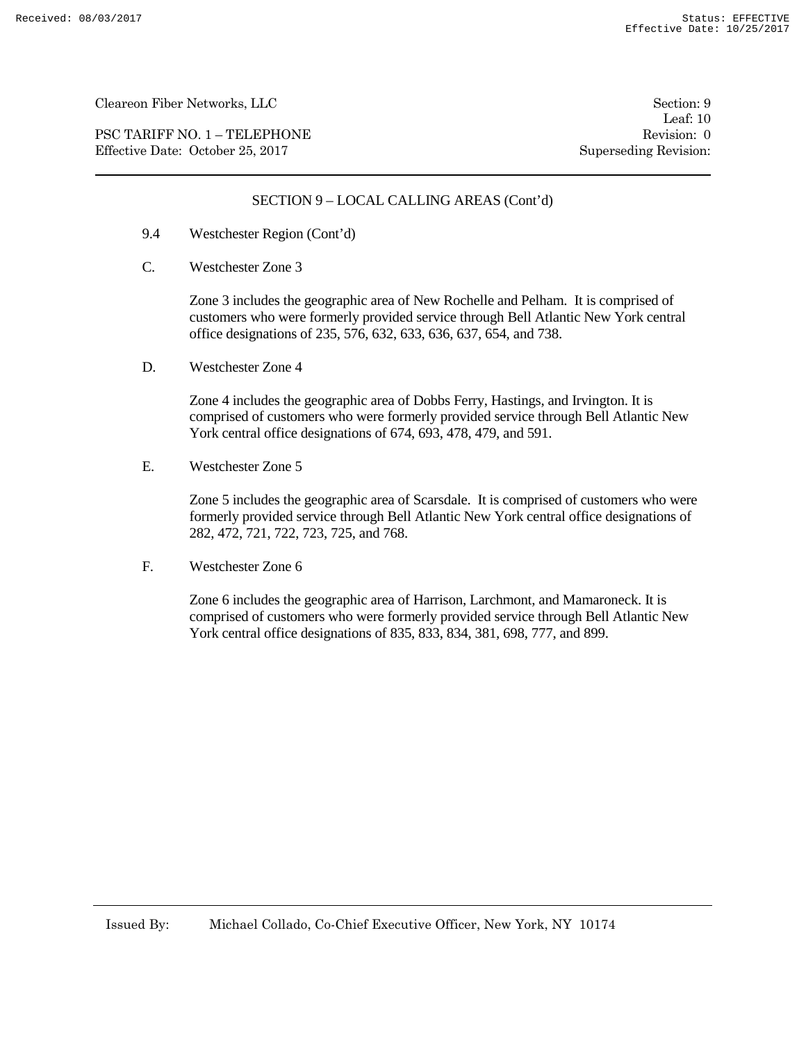## SECTION 9 – LOCAL CALLING AREAS (Cont'd)

9.4 Westchester Region (Cont'd)

C. Westchester Zone 3

Zone 3 includes the geographic area of New Rochelle and Pelham. It is comprised of customers who were formerly provided service through Bell Atlantic New York central office designations of 235, 576, 632, 633, 636, 637, 654, and 738.

D. Westchester Zone 4

Zone 4 includes the geographic area of Dobbs Ferry, Hastings, and Irvington. It is comprised of customers who were formerly provided service through Bell Atlantic New York central office designations of 674, 693, 478, 479, and 591.

E. Westchester Zone 5

Zone 5 includes the geographic area of Scarsdale. It is comprised of customers who were formerly provided service through Bell Atlantic New York central office designations of 282, 472, 721, 722, 723, 725, and 768.

F. Westchester Zone 6

Zone 6 includes the geographic area of Harrison, Larchmont, and Mamaroneck. It is comprised of customers who were formerly provided service through Bell Atlantic New York central office designations of 835, 833, 834, 381, 698, 777, and 899.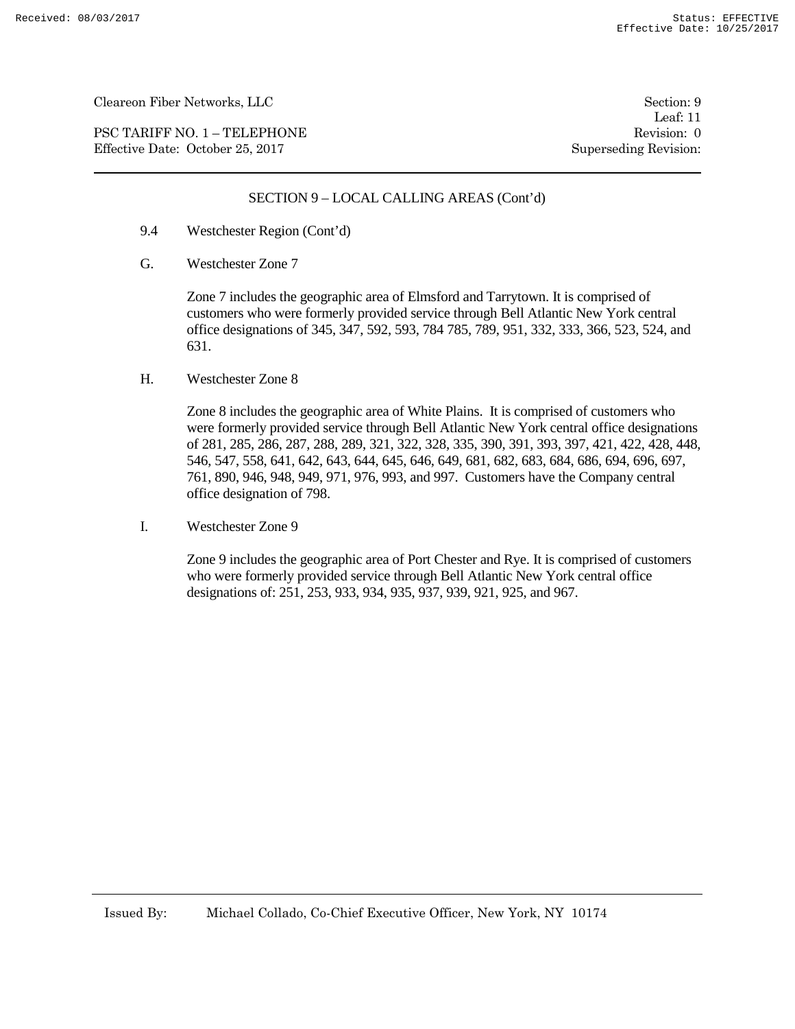## SECTION 9 – LOCAL CALLING AREAS (Cont'd)

9.4 Westchester Region (Cont'd)

G. Westchester Zone 7

Zone 7 includes the geographic area of Elmsford and Tarrytown. It is comprised of customers who were formerly provided service through Bell Atlantic New York central office designations of 345, 347, 592, 593, 784 785, 789, 951, 332, 333, 366, 523, 524, and 631.

H. Westchester Zone 8

Zone 8 includes the geographic area of White Plains. It is comprised of customers who were formerly provided service through Bell Atlantic New York central office designations of 281, 285, 286, 287, 288, 289, 321, 322, 328, 335, 390, 391, 393, 397, 421, 422, 428, 448, 546, 547, 558, 641, 642, 643, 644, 645, 646, 649, 681, 682, 683, 684, 686, 694, 696, 697, 761, 890, 946, 948, 949, 971, 976, 993, and 997. Customers have the Company central office designation of 798.

I. Westchester Zone 9

Zone 9 includes the geographic area of Port Chester and Rye. It is comprised of customers who were formerly provided service through Bell Atlantic New York central office designations of: 251, 253, 933, 934, 935, 937, 939, 921, 925, and 967.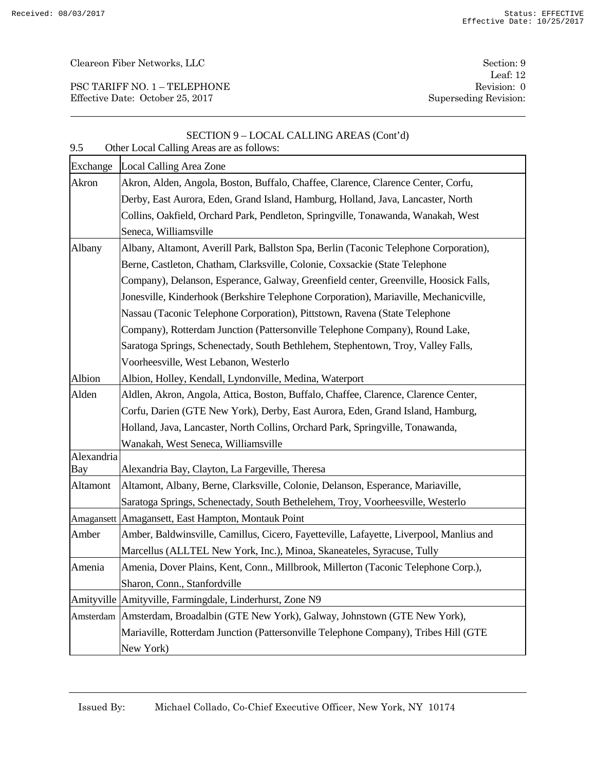Cleareon Fiber Networks, LLC

PSC TARIFF NO. 1 – TELEPHONE
Effective Date: October 25, 2017

Section: 9
Leaf: 12
Revision: 0
Superseding Revision:

SECTION 9 – LOCAL CALLING AREAS (Cont'd)

9.5 Other Local Calling Areas are as follows:

| Exchange | Local Calling Area Zone |
|---|---|
| Akron | Akron, Alden, Angola, Boston, Buffalo, Chaffee, Clarence, Clarence Center, Corfu, Derby, East Aurora, Eden, Grand Island, Hamburg, Holland, Java, Lancaster, North Collins, Oakfield, Orchard Park, Pendleton, Springville, Tonawanda, Wanakah, West Seneca, Williamsville |
| Albany | Albany, Altamont, Averill Park, Ballston Spa, Berlin (Taconic Telephone Corporation), Berne, Castleton, Chatham, Clarksville, Colonie, Coxsackie (State Telephone Company), Delanson, Esperance, Galway, Greenfield center, Greenville, Hoosick Falls, Jonesville, Kinderhook (Berkshire Telephone Corporation), Mariaville, Mechanicville, Nassau (Taconic Telephone Corporation), Pittstown, Ravena (State Telephone Company), Rotterdam Junction (Pattersonville Telephone Company), Round Lake, Saratoga Springs, Schenectady, South Bethlehem, Stephentown, Troy, Valley Falls, Voorheesville, West Lebanon, Westerlo |
| Albion | Albion, Holley, Kendall, Lyndonville, Medina, Waterport |
| Alden | Aldlen, Akron, Angola, Attica, Boston, Buffalo, Chaffee, Clarence, Clarence Center, Corfu, Darien (GTE New York), Derby, East Aurora, Eden, Grand Island, Hamburg, Holland, Java, Lancaster, North Collins, Orchard Park, Springville, Tonawanda, Wanakah, West Seneca, Williamsville |
| Alexandria Bay | Alexandria Bay, Clayton, La Fargeville, Theresa |
| Altamont | Altamont, Albany, Berne, Clarksville, Colonie, Delanson, Esperance, Mariaville, Saratoga Springs, Schenectady, South Bethelehem, Troy, Voorheesville, Westerlo |
| Amagansett | Amagansett, East Hampton, Montauk Point |
| Amber | Amber, Baldwinsville, Camillus, Cicero, Fayetteville, Lafayette, Liverpool, Manlius and Marcellus (ALLTEL New York, Inc.), Minoa, Skaneateles, Syracuse, Tully |
| Amenia | Amenia, Dover Plains, Kent, Conn., Millbrook, Millerton (Taconic Telephone Corp.), Sharon, Conn., Stanfordville |
| Amityville | Amityville, Farmingdale, Linderhurst, Zone N9 |
| Amsterdam | Amsterdam, Broadalbin (GTE New York), Galway, Johnstown (GTE New York), Mariaville, Rotterdam Junction (Pattersonville Telephone Company), Tribes Hill (GTE New York) |

Issued By: Michael Collado, Co-Chief Executive Officer, New York, NY 10174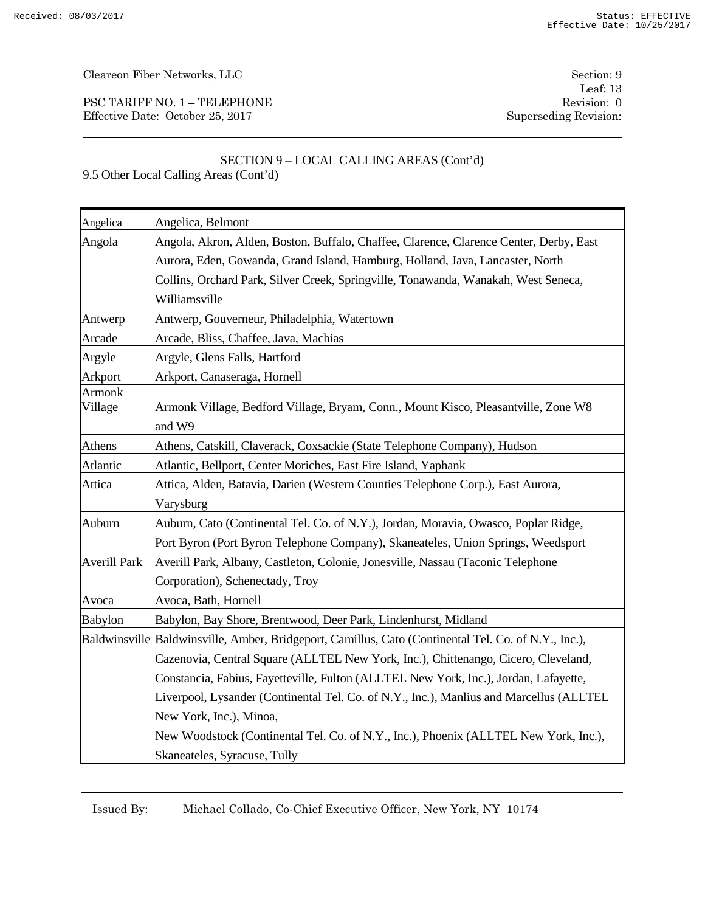Cleareon Fiber Networks, LLC

PSC TARIFF NO. 1 – TELEPHONE
Effective Date: October 25, 2017

Section: 9
Leaf: 13
Revision: 0
Superseding Revision:

## SECTION 9 – LOCAL CALLING AREAS (Cont'd)

9.5 Other Local Calling Areas (Cont'd)

| | |
|---|---|
| Angelica | Angelica, Belmont |
| Angola | Angola, Akron, Alden, Boston, Buffalo, Chaffee, Clarence, Clarence Center, Derby, East Aurora, Eden, Gowanda, Grand Island, Hamburg, Holland, Java, Lancaster, North Collins, Orchard Park, Silver Creek, Springville, Tonawanda, Wanakah, West Seneca, Williamsville |
| Antwerp | Antwerp, Gouverneur, Philadelphia, Watertown |
| Arcade | Arcade, Bliss, Chaffee, Java, Machias |
| Argyle | Argyle, Glens Falls, Hartford |
| Arkport | Arkport, Canaseraga, Hornell |
| Armonk Village | Armonk Village, Bedford Village, Bryam, Conn., Mount Kisco, Pleasantville, Zone W8 and W9 |
| Athens | Athens, Catskill, Claverack, Coxsackie (State Telephone Company), Hudson |
| Atlantic | Atlantic, Bellport, Center Moriches, East Fire Island, Yaphank |
| Attica | Attica, Alden, Batavia, Darien (Western Counties Telephone Corp.), East Aurora, Varysburg |
| Auburn | Auburn, Cato (Continental Tel. Co. of N.Y.), Jordan, Moravia, Owasco, Poplar Ridge, Port Byron (Port Byron Telephone Company), Skaneateles, Union Springs, Weedsport |
| Averill Park | Averill Park, Albany, Castleton, Colonie, Jonesville, Nassau (Taconic Telephone Corporation), Schenectady, Troy |
| Avoca | Avoca, Bath, Hornell |
| Babylon | Babylon, Bay Shore, Brentwood, Deer Park, Lindenhurst, Midland |
| Baldwinsville | Baldwinsville, Amber, Bridgeport, Camillus, Cato (Continental Tel. Co. of N.Y., Inc.), Cazenovia, Central Square (ALLTEL New York, Inc.), Chittenango, Cicero, Cleveland, Constancia, Fabius, Fayetteville, Fulton (ALLTEL New York, Inc.), Jordan, Lafayette, Liverpool, Lysander (Continental Tel. Co. of N.Y., Inc.), Manlius and Marcellus (ALLTEL New York, Inc.), Minoa, New Woodstock (Continental Tel. Co. of N.Y., Inc.), Phoenix (ALLTEL New York, Inc.), Skaneateles, Syracuse, Tully |

Issued By: Michael Collado, Co-Chief Executive Officer, New York, NY 10174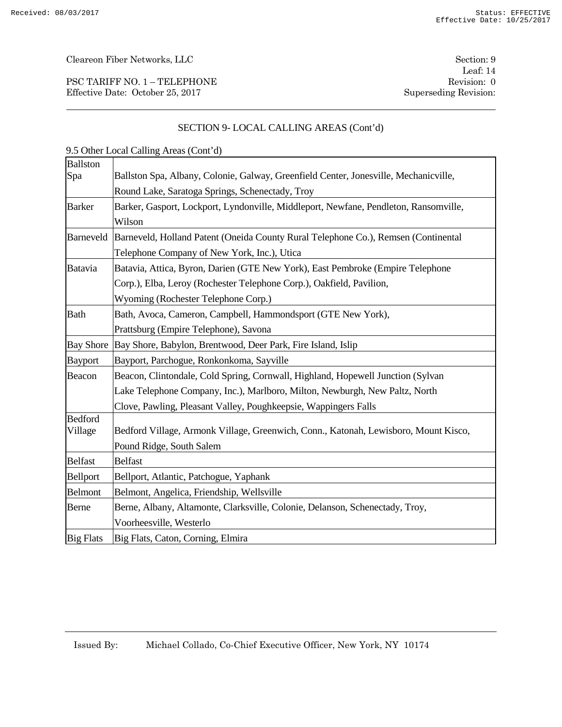Cleareon Fiber Networks, LLC

PSC TARIFF NO. 1 – TELEPHONE
Effective Date: October 25, 2017

Section: 9
Leaf: 14
Revision: 0
Superseding Revision:

## SECTION 9- LOCAL CALLING AREAS (Cont'd)

9.5 Other Local Calling Areas (Cont'd)

| | |
|---|---|
| Ballston Spa | Ballston Spa, Albany, Colonie, Galway, Greenfield Center, Jonesville, Mechanicville, Round Lake, Saratoga Springs, Schenectady, Troy |
| Barker | Barker, Gasport, Lockport, Lyndonville, Middleport, Newfane, Pendleton, Ransomville, Wilson |
| Barneveld | Barneveld, Holland Patent (Oneida County Rural Telephone Co.), Remsen (Continental Telephone Company of New York, Inc.), Utica |
| Batavia | Batavia, Attica, Byron, Darien (GTE New York), East Pembroke (Empire Telephone Corp.), Elba, Leroy (Rochester Telephone Corp.), Oakfield, Pavilion, Wyoming (Rochester Telephone Corp.) |
| Bath | Bath, Avoca, Cameron, Campbell, Hammondsport (GTE New York), Prattsburg (Empire Telephone), Savona |
| Bay Shore | Bay Shore, Babylon, Brentwood, Deer Park, Fire Island, Islip |
| Bayport | Bayport, Parchogue, Ronkonkoma, Sayville |
| Beacon | Beacon, Clintondale, Cold Spring, Cornwall, Highland, Hopewell Junction (Sylvan Lake Telephone Company, Inc.), Marlboro, Milton, Newburgh, New Paltz, North Clove, Pawling, Pleasant Valley, Poughkeepsie, Wappingers Falls |
| Bedford Village | Bedford Village, Armonk Village, Greenwich, Conn., Katonah, Lewisboro, Mount Kisco, Pound Ridge, South Salem |
| Belfast | Belfast |
| Bellport | Bellport, Atlantic, Patchogue, Yaphank |
| Belmont | Belmont, Angelica, Friendship, Wellsville |
| Berne | Berne, Albany, Altamonte, Clarksville, Colonie, Delanson, Schenectady, Troy, Voorheesville, Westerlo |
| Big Flats | Big Flats, Caton, Corning, Elmira |

Issued By: Michael Collado, Co-Chief Executive Officer, New York, NY 10174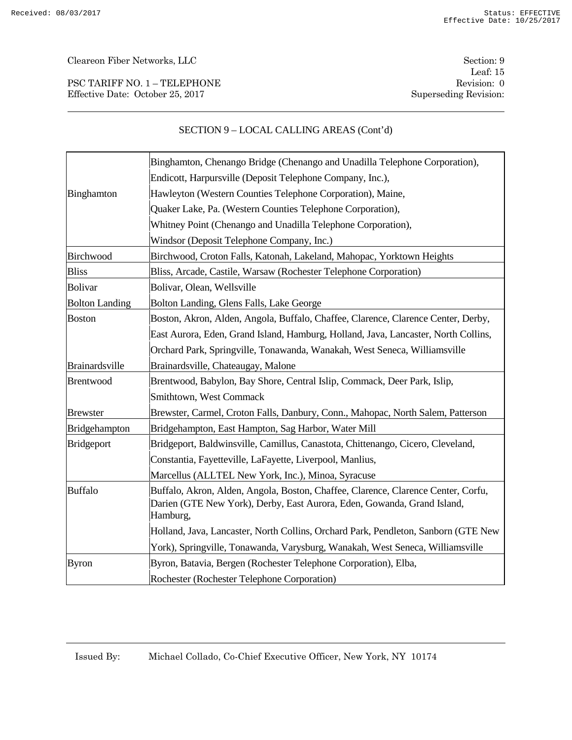Cleareon Fiber Networks, LLC

PSC TARIFF NO. 1 – TELEPHONE
Effective Date: October 25, 2017

Section: 9
Leaf: 15
Revision: 0
Superseding Revision:

## SECTION 9 – LOCAL CALLING AREAS (Cont'd)

| | |
|---|---|
| Binghamton | Binghamton, Chenango Bridge (Chenango and Unadilla Telephone Corporation), Endicott, Harpursville (Deposit Telephone Company, Inc.), Hawleyton (Western Counties Telephone Corporation), Maine, Quaker Lake, Pa. (Western Counties Telephone Corporation), Whitney Point (Chenango and Unadilla Telephone Corporation), Windsor (Deposit Telephone Company, Inc.) |
| Birchwood | Birchwood, Croton Falls, Katonah, Lakeland, Mahopac, Yorktown Heights |
| Bliss | Bliss, Arcade, Castile, Warsaw (Rochester Telephone Corporation) |
| Bolivar | Bolivar, Olean, Wellsville |
| Bolton Landing | Bolton Landing, Glens Falls, Lake George |
| Boston | Boston, Akron, Alden, Angola, Buffalo, Chaffee, Clarence, Clarence Center, Derby, East Aurora, Eden, Grand Island, Hamburg, Holland, Java, Lancaster, North Collins, Orchard Park, Springville, Tonawanda, Wanakah, West Seneca, Williamsville |
| Brainardsville | Brainardsville, Chateaugay, Malone |
| Brentwood | Brentwood, Babylon, Bay Shore, Central Islip, Commack, Deer Park, Islip, Smithtown, West Commack |
| Brewster | Brewster, Carmel, Croton Falls, Danbury, Conn., Mahopac, North Salem, Patterson |
| Bridgehampton | Bridgehampton, East Hampton, Sag Harbor, Water Mill |
| Bridgeport | Bridgeport, Baldwinsville, Camillus, Canastota, Chittenango, Cicero, Cleveland, Constantia, Fayetteville, LaFayette, Liverpool, Manlius, Marcellus (ALLTEL New York, Inc.), Minoa, Syracuse |
| Buffalo | Buffalo, Akron, Alden, Angola, Boston, Chaffee, Clarence, Clarence Center, Corfu, Darien (GTE New York), Derby, East Aurora, Eden, Gowanda, Grand Island, Hamburg, Holland, Java, Lancaster, North Collins, Orchard Park, Pendleton, Sanborn (GTE New York), Springville, Tonawanda, Varysburg, Wanakah, West Seneca, Williamsville |
| Byron | Byron, Batavia, Bergen (Rochester Telephone Corporation), Elba, Rochester (Rochester Telephone Corporation) |

Issued By: Michael Collado, Co-Chief Executive Officer, New York, NY 10174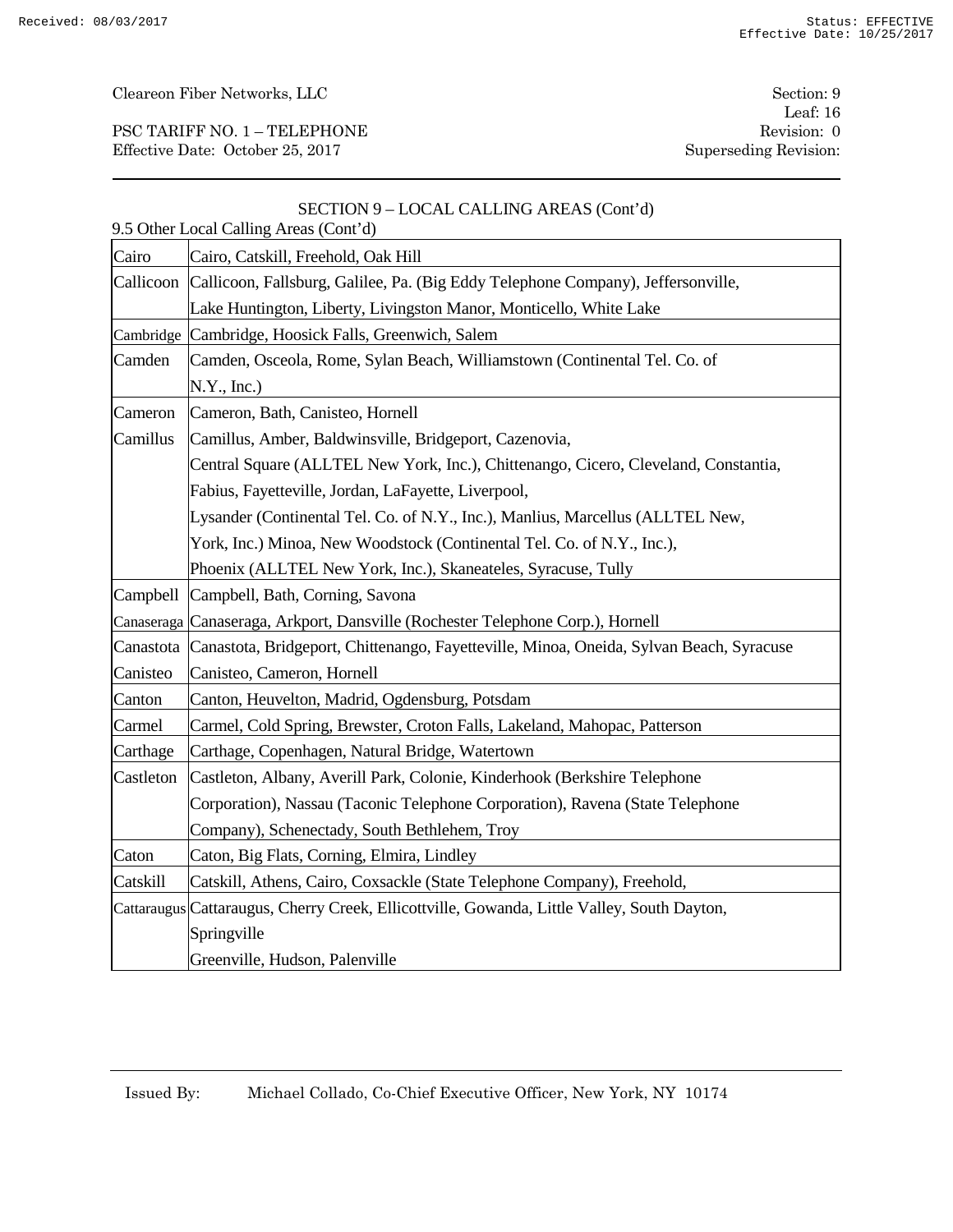Cleareon Fiber Networks, LLC

PSC TARIFF NO. 1 – TELEPHONE
Effective Date: October 25, 2017

Section: 9
Leaf: 16
Revision: 0
Superseding Revision:

## SECTION 9 – LOCAL CALLING AREAS (Cont'd)

9.5 Other Local Calling Areas (Cont'd)

| | |
|---|---|
| Cairo | Cairo, Catskill, Freehold, Oak Hill |
| Callicoon | Callicoon, Fallsburg, Galilee, Pa. (Big Eddy Telephone Company), Jeffersonville, Lake Huntington, Liberty, Livingston Manor, Monticello, White Lake |
| Cambridge | Cambridge, Hoosick Falls, Greenwich, Salem |
| Camden | Camden, Osceola, Rome, Sylan Beach, Williamstown (Continental Tel. Co. of N.Y., Inc.) |
| Cameron | Cameron, Bath, Canisteo, Hornell |
| Camillus | Camillus, Amber, Baldwinsville, Bridgeport, Cazenovia, Central Square (ALLTEL New York, Inc.), Chittenango, Cicero, Cleveland, Constantia, Fabius, Fayetteville, Jordan, LaFayette, Liverpool, Lysander (Continental Tel. Co. of N.Y., Inc.), Manlius, Marcellus (ALLTEL New, York, Inc.) Minoa, New Woodstock (Continental Tel. Co. of N.Y., Inc.), Phoenix (ALLTEL New York, Inc.), Skaneateles, Syracuse, Tully |
| Campbell | Campbell, Bath, Corning, Savona |
| Canaseraga | Canaseraga, Arkport, Dansville (Rochester Telephone Corp.), Hornell |
| Canastota | Canastota, Bridgeport, Chittenango, Fayetteville, Minoa, Oneida, Sylvan Beach, Syracuse |
| Canisteo | Canisteo, Cameron, Hornell |
| Canton | Canton, Heuvelton, Madrid, Ogdensburg, Potsdam |
| Carmel | Carmel, Cold Spring, Brewster, Croton Falls, Lakeland, Mahopac, Patterson |
| Carthage | Carthage, Copenhagen, Natural Bridge, Watertown |
| Castleton | Castleton, Albany, Averill Park, Colonie, Kinderhook (Berkshire Telephone Corporation), Nassau (Taconic Telephone Corporation), Ravena (State Telephone Company), Schenectady, South Bethlehem, Troy |
| Caton | Caton, Big Flats, Corning, Elmira, Lindley |
| Catskill | Catskill, Athens, Cairo, Coxsackle (State Telephone Company), Freehold, |
| Cattaraugus | Cattaraugus, Cherry Creek, Ellicottville, Gowanda, Little Valley, South Dayton, Springville Greenville, Hudson, Palenville |

Issued By: Michael Collado, Co-Chief Executive Officer, New York, NY 10174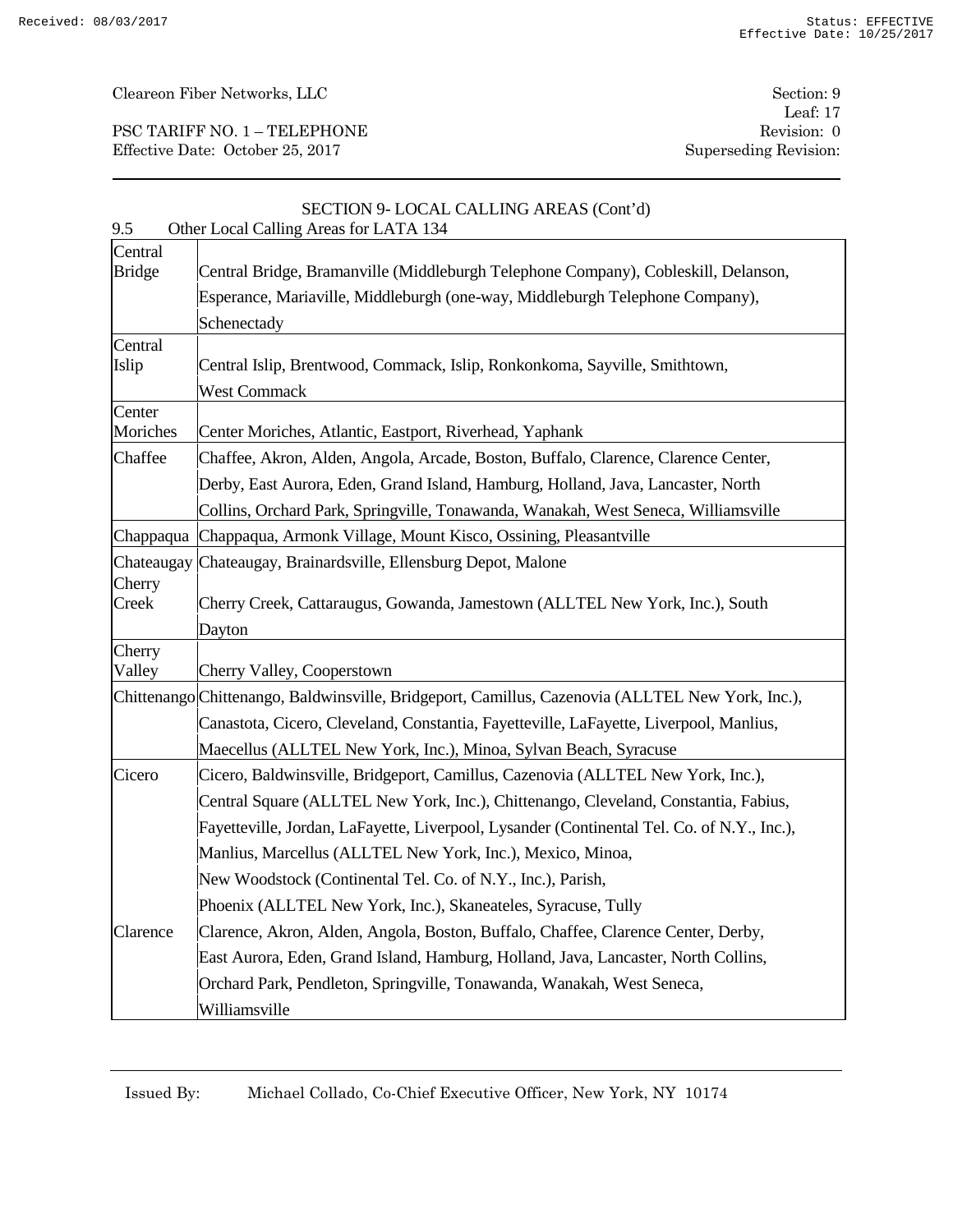SECTION 9- LOCAL CALLING AREAS (Cont'd)

9.5 Other Local Calling Areas for LATA 134

| | |
|---|---|
| Central Bridge | Central Bridge, Bramanville (Middleburgh Telephone Company), Cobleskill, Delanson, Esperance, Mariaville, Middleburgh (one-way, Middleburgh Telephone Company), Schenectady |
| Central Islip | Central Islip, Brentwood, Commack, Islip, Ronkonkoma, Sayville, Smithtown, West Commack |
| Center Moriches | Center Moriches, Atlantic, Eastport, Riverhead, Yaphank |
| Chaffee | Chaffee, Akron, Alden, Angola, Arcade, Boston, Buffalo, Clarence, Clarence Center, Derby, East Aurora, Eden, Grand Island, Hamburg, Holland, Java, Lancaster, North Collins, Orchard Park, Springville, Tonawanda, Wanakah, West Seneca, Williamsville |
| Chappaqua | Chappaqua, Armonk Village, Mount Kisco, Ossining, Pleasantville |
| Chateaugay | Chateaugay, Brainardsville, Ellensburg Depot, Malone |
| Cherry Creek | Cherry Creek, Cattaraugus, Gowanda, Jamestown (ALLTEL New York, Inc.), South Dayton |
| Cherry Valley | Cherry Valley, Cooperstown |
| Chittenango | Chittenango, Baldwinsville, Bridgeport, Camillus, Cazenovia (ALLTEL New York, Inc.), Canastota, Cicero, Cleveland, Constantia, Fayetteville, LaFayette, Liverpool, Manlius, Maecellus (ALLTEL New York, Inc.), Minoa, Sylvan Beach, Syracuse |
| Cicero | Cicero, Baldwinsville, Bridgeport, Camillus, Cazenovia (ALLTEL New York, Inc.), Central Square (ALLTEL New York, Inc.), Chittenango, Cleveland, Constantia, Fabius, Fayetteville, Jordan, LaFayette, Liverpool, Lysander (Continental Tel. Co. of N.Y., Inc.), Manlius, Marcellus (ALLTEL New York, Inc.), Mexico, Minoa, New Woodstock (Continental Tel. Co. of N.Y., Inc.), Parish, Phoenix (ALLTEL New York, Inc.), Skaneateles, Syracuse, Tully |
| Clarence | Clarence, Akron, Alden, Angola, Boston, Buffalo, Chaffee, Clarence Center, Derby, East Aurora, Eden, Grand Island, Hamburg, Holland, Java, Lancaster, North Collins, Orchard Park, Pendleton, Springville, Tonawanda, Wanakah, West Seneca, Williamsville |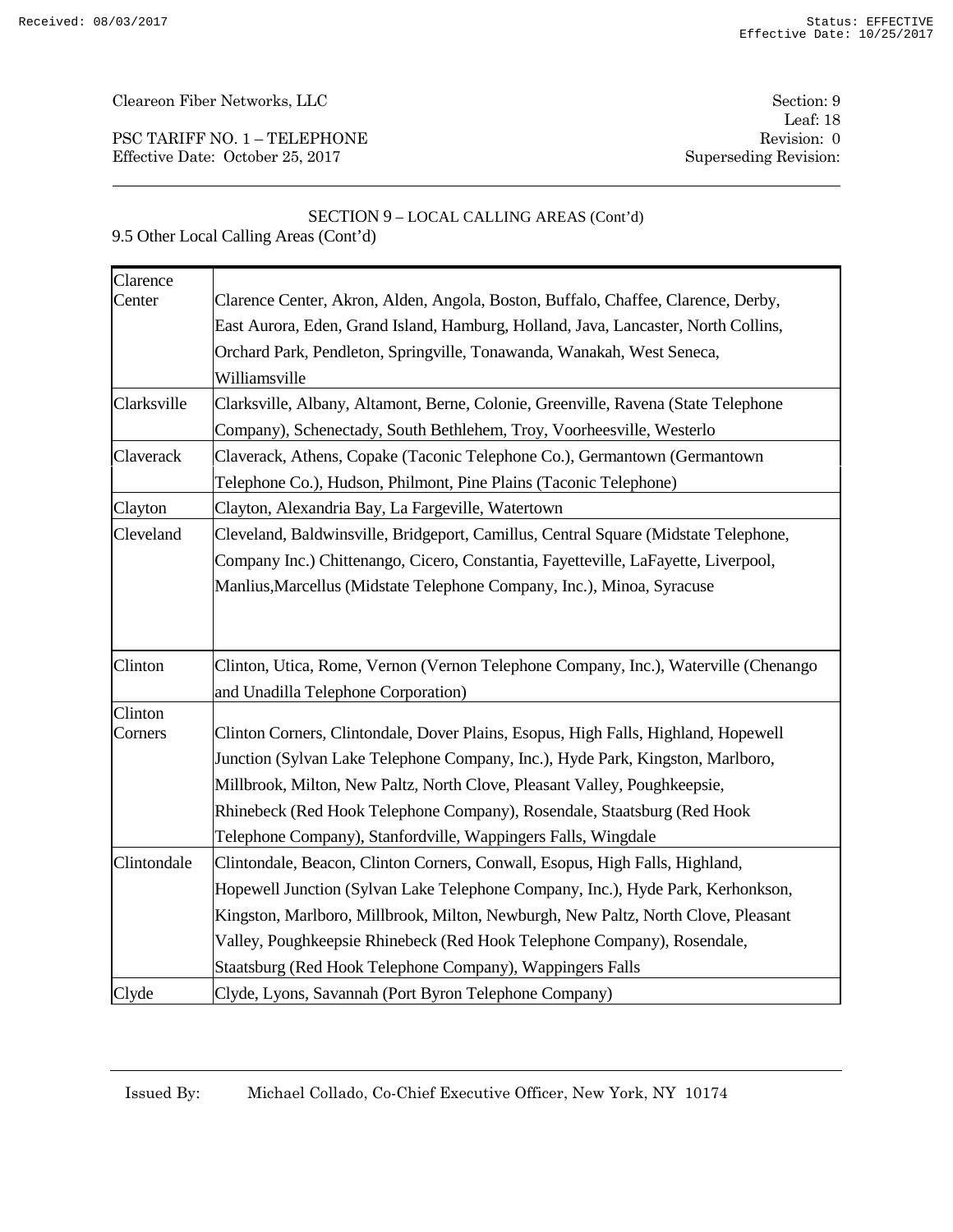Cleareon Fiber Networks, LLC

PSC TARIFF NO. 1 – TELEPHONE
Effective Date: October 25, 2017

Section: 9
Leaf: 18
Revision: 0
Superseding Revision:

SECTION 9 – LOCAL CALLING AREAS (Cont'd)

9.5 Other Local Calling Areas (Cont'd)

| | |
|---|---|
| Clarence Center | Clarence Center, Akron, Alden, Angola, Boston, Buffalo, Chaffee, Clarence, Derby, East Aurora, Eden, Grand Island, Hamburg, Holland, Java, Lancaster, North Collins, Orchard Park, Pendleton, Springville, Tonawanda, Wanakah, West Seneca, Williamsville |
| Clarksville | Clarksville, Albany, Altamont, Berne, Colonie, Greenville, Ravena (State Telephone Company), Schenectady, South Bethlehem, Troy, Voorheesville, Westerlo |
| Claverack | Claverack, Athens, Copake (Taconic Telephone Co.), Germantown (Germantown Telephone Co.), Hudson, Philmont, Pine Plains (Taconic Telephone) |
| Clayton | Clayton, Alexandria Bay, La Fargeville, Watertown |
| Cleveland | Cleveland, Baldwinsville, Bridgeport, Camillus, Central Square (Midstate Telephone, Company Inc.) Chittenango, Cicero, Constantia, Fayetteville, LaFayette, Liverpool, Manlius,Marcellus (Midstate Telephone Company, Inc.), Minoa, Syracuse |
| Clinton | Clinton, Utica, Rome, Vernon (Vernon Telephone Company, Inc.), Waterville (Chenango and Unadilla Telephone Corporation) |
| Clinton Corners | Clinton Corners, Clintondale, Dover Plains, Esopus, High Falls, Highland, Hopewell Junction (Sylvan Lake Telephone Company, Inc.), Hyde Park, Kingston, Marlboro, Millbrook, Milton, New Paltz, North Clove, Pleasant Valley, Poughkeepsie, Rhinebeck (Red Hook Telephone Company), Rosendale, Staatsburg (Red Hook Telephone Company), Stanfordville, Wappingers Falls, Wingdale |
| Clintondale | Clintondale, Beacon, Clinton Corners, Conwall, Esopus, High Falls, Highland, Hopewell Junction (Sylvan Lake Telephone Company, Inc.), Hyde Park, Kerhonkson, Kingston, Marlboro, Millbrook, Milton, Newburgh, New Paltz, North Clove, Pleasant Valley, Poughkeepsie Rhinebeck (Red Hook Telephone Company), Rosendale, Staatsburg (Red Hook Telephone Company), Wappingers Falls |
| Clyde | Clyde, Lyons, Savannah (Port Byron Telephone Company) |

Issued By: Michael Collado, Co-Chief Executive Officer, New York, NY 10174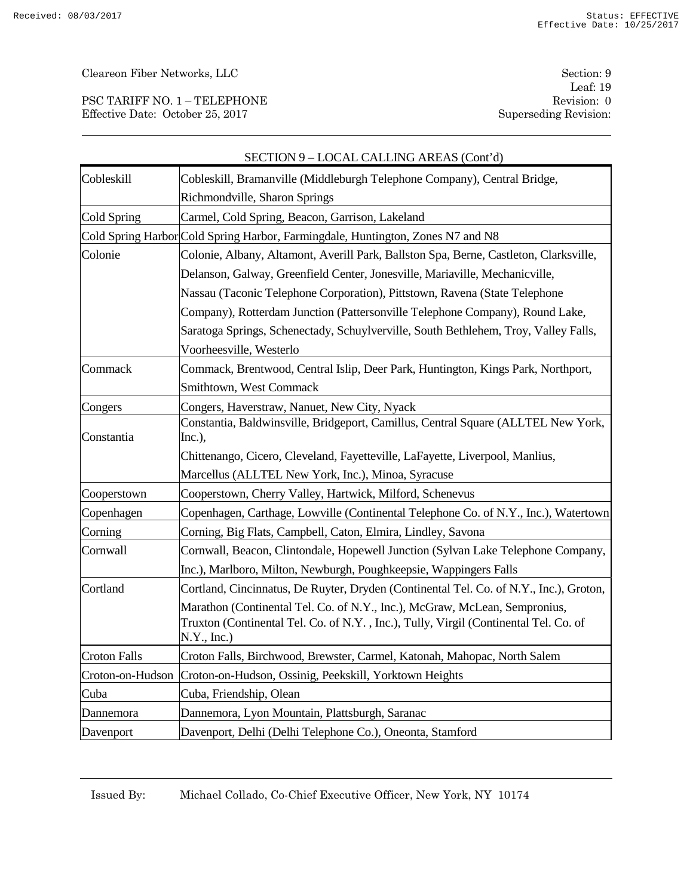Cleareon Fiber Networks, LLC

PSC TARIFF NO. 1 – TELEPHONE
Effective Date: October 25, 2017

Section: 9
Leaf: 19
Revision: 0
Superseding Revision:

## SECTION 9 – LOCAL CALLING AREAS (Cont'd)

| | |
|---|---|
| Cobleskill | Cobleskill, Bramanville (Middleburgh Telephone Company), Central Bridge, Richmondville, Sharon Springs |
| Cold Spring | Carmel, Cold Spring, Beacon, Garrison, Lakeland |
| Cold Spring Harbor | Cold Spring Harbor, Farmingdale, Huntington, Zones N7 and N8 |
| Colonie | Colonie, Albany, Altamont, Averill Park, Ballston Spa, Berne, Castleton, Clarksville, Delanson, Galway, Greenfield Center, Jonesville, Mariaville, Mechanicville, Nassau (Taconic Telephone Corporation), Pittstown, Ravena (State Telephone Company), Rotterdam Junction (Pattersonville Telephone Company), Round Lake, Saratoga Springs, Schenectady, Schuylverville, South Bethlehem, Troy, Valley Falls, Voorheesville, Westerlo |
| Commack | Commack, Brentwood, Central Islip, Deer Park, Huntington, Kings Park, Northport, Smithtown, West Commack |
| Congers | Congers, Haverstraw, Nanuet, New City, Nyack |
| Constantia | Constantia, Baldwinsville, Bridgeport, Camillus, Central Square (ALLTEL New York, Inc.), Chittenango, Cicero, Cleveland, Fayetteville, LaFayette, Liverpool, Manlius, Marcellus (ALLTEL New York, Inc.), Minoa, Syracuse |
| Cooperstown | Cooperstown, Cherry Valley, Hartwick, Milford, Schenevus |
| Copenhagen | Copenhagen, Carthage, Lowville (Continental Telephone Co. of N.Y., Inc.), Watertown |
| Corning | Corning, Big Flats, Campbell, Caton, Elmira, Lindley, Savona |
| Cornwall | Cornwall, Beacon, Clintondale, Hopewell Junction (Sylvan Lake Telephone Company, Inc.), Marlboro, Milton, Newburgh, Poughkeepsie, Wappingers Falls |
| Cortland | Cortland, Cincinnatus, De Ruyter, Dryden (Continental Tel. Co. of N.Y., Inc.), Groton, Marathon (Continental Tel. Co. of N.Y., Inc.), McGraw, McLean, Sempronius, Truxton (Continental Tel. Co. of N.Y. , Inc.), Tully, Virgil (Continental Tel. Co. of N.Y., Inc.) |
| Croton Falls | Croton Falls, Birchwood, Brewster, Carmel, Katonah, Mahopac, North Salem |
| Croton-on-Hudson | Croton-on-Hudson, Ossinig, Peekskill, Yorktown Heights |
| Cuba | Cuba, Friendship, Olean |
| Dannemora | Dannemora, Lyon Mountain, Plattsburgh, Saranac |
| Davenport | Davenport, Delhi (Delhi Telephone Co.), Oneonta, Stamford |

Issued By: Michael Collado, Co-Chief Executive Officer, New York, NY 10174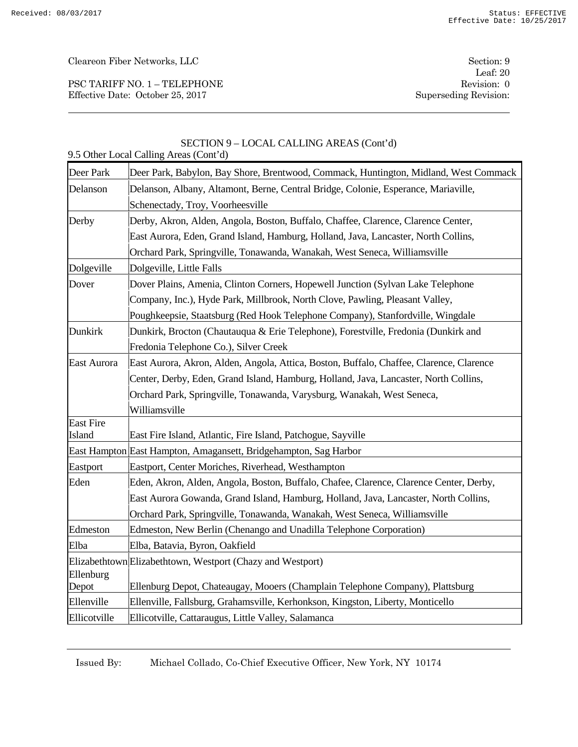Cleareon Fiber Networks, LLC

PSC TARIFF NO. 1 – TELEPHONE
Effective Date: October 25, 2017

Section: 9
Leaf: 20
Revision: 0
Superseding Revision:

## SECTION 9 – LOCAL CALLING AREAS (Cont'd)

9.5 Other Local Calling Areas (Cont'd)

| | |
|---|---|
| Deer Park | Deer Park, Babylon, Bay Shore, Brentwood, Commack, Huntington, Midland, West Commack |
| Delanson | Delanson, Albany, Altamont, Berne, Central Bridge, Colonie, Esperance, Mariaville, Schenectady, Troy, Voorheesville |
| Derby | Derby, Akron, Alden, Angola, Boston, Buffalo, Chaffee, Clarence, Clarence Center, East Aurora, Eden, Grand Island, Hamburg, Holland, Java, Lancaster, North Collins, Orchard Park, Springville, Tonawanda, Wanakah, West Seneca, Williamsville |
| Dolgeville | Dolgeville, Little Falls |
| Dover | Dover Plains, Amenia, Clinton Corners, Hopewell Junction (Sylvan Lake Telephone Company, Inc.), Hyde Park, Millbrook, North Clove, Pawling, Pleasant Valley, Poughkeepsie, Staatsburg (Red Hook Telephone Company), Stanfordville, Wingdale |
| Dunkirk | Dunkirk, Brocton (Chautauqua & Erie Telephone), Forestville, Fredonia (Dunkirk and Fredonia Telephone Co.), Silver Creek |
| East Aurora | East Aurora, Akron, Alden, Angola, Attica, Boston, Buffalo, Chaffee, Clarence, Clarence Center, Derby, Eden, Grand Island, Hamburg, Holland, Java, Lancaster, North Collins, Orchard Park, Springville, Tonawanda, Varysburg, Wanakah, West Seneca, Williamsville |
| East Fire Island | East Fire Island, Atlantic, Fire Island, Patchogue, Sayville |
| East Hampton | East Hampton, Amagansett, Bridgehampton, Sag Harbor |
| Eastport | Eastport, Center Moriches, Riverhead, Westhampton |
| Eden | Eden, Akron, Alden, Angola, Boston, Buffalo, Chafee, Clarence, Clarence Center, Derby, East Aurora Gowanda, Grand Island, Hamburg, Holland, Java, Lancaster, North Collins, Orchard Park, Springville, Tonawanda, Wanakah, West Seneca, Williamsville |
| Edmeston | Edmeston, New Berlin (Chenango and Unadilla Telephone Corporation) |
| Elba | Elba, Batavia, Byron, Oakfield |
| Elizabethtown | Elizabethtown, Westport (Chazy and Westport) |
| Ellenburg Depot | Ellenburg Depot, Chateaugay, Mooers (Champlain Telephone Company), Plattsburg |
| Ellenville | Ellenville, Fallsburg, Grahamsville, Kerhonkson, Kingston, Liberty, Monticello |
| Ellicotville | Ellicotville, Cattaraugus, Little Valley, Salamanca |

Issued By: Michael Collado, Co-Chief Executive Officer, New York, NY 10174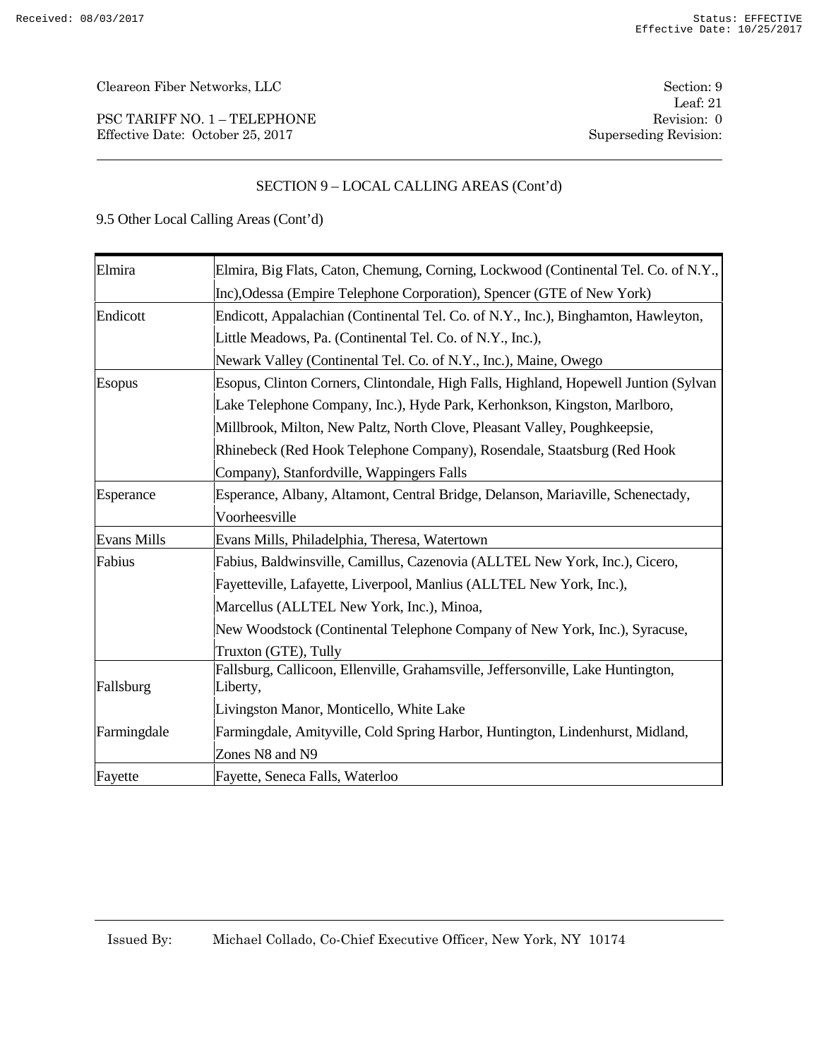Cleareon Fiber Networks, LLC

PSC TARIFF NO. 1 – TELEPHONE
Effective Date: October 25, 2017

Section: 9
Leaf: 21
Revision: 0
Superseding Revision:

## SECTION 9 – LOCAL CALLING AREAS (Cont'd)

9.5 Other Local Calling Areas (Cont'd)

| | |
|---|---|
| Elmira | Elmira, Big Flats, Caton, Chemung, Corning, Lockwood (Continental Tel. Co. of N.Y., Inc),Odessa (Empire Telephone Corporation), Spencer (GTE of New York) |
| Endicott | Endicott, Appalachian (Continental Tel. Co. of N.Y., Inc.), Binghamton, Hawleyton, Little Meadows, Pa. (Continental Tel. Co. of N.Y., Inc.), Newark Valley (Continental Tel. Co. of N.Y., Inc.), Maine, Owego |
| Esopus | Esopus, Clinton Corners, Clintondale, High Falls, Highland, Hopewell Juntion (Sylvan Lake Telephone Company, Inc.), Hyde Park, Kerhonkson, Kingston, Marlboro, Millbrook, Milton, New Paltz, North Clove, Pleasant Valley, Poughkeepsie, Rhinebeck (Red Hook Telephone Company), Rosendale, Staatsburg (Red Hook Company), Stanfordville, Wappingers Falls |
| Esperance | Esperance, Albany, Altamont, Central Bridge, Delanson, Mariaville, Schenectady, Voorheesville |
| Evans Mills | Evans Mills, Philadelphia, Theresa, Watertown |
| Fabius | Fabius, Baldwinsville, Camillus, Cazenovia (ALLTEL New York, Inc.), Cicero, Fayetteville, Lafayette, Liverpool, Manlius (ALLTEL New York, Inc.), Marcellus (ALLTEL New York, Inc.), Minoa, New Woodstock (Continental Telephone Company of New York, Inc.), Syracuse, Truxton (GTE), Tully |
| Fallsburg | Fallsburg, Callicoon, Ellenville, Grahamsville, Jeffersonville, Lake Huntington, Liberty, Livingston Manor, Monticello, White Lake |
| Farmingdale | Farmingdale, Amityville, Cold Spring Harbor, Huntington, Lindenhurst, Midland, Zones N8 and N9 |
| Fayette | Fayette, Seneca Falls, Waterloo |

Issued By: Michael Collado, Co-Chief Executive Officer, New York, NY 10174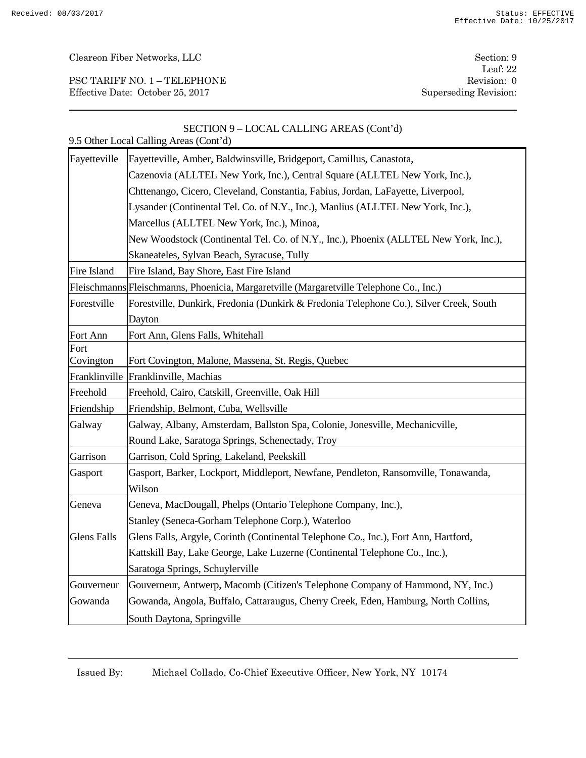Cleareon Fiber Networks, LLC

Section: 9
Leaf: 22

PSC TARIFF NO. 1 – TELEPHONE
Effective Date: October 25, 2017

Revision: 0
Superseding Revision:

SECTION 9 – LOCAL CALLING AREAS (Cont'd)

9.5 Other Local Calling Areas (Cont'd)

| | |
|---|---|
| Fayetteville | Fayetteville, Amber, Baldwinsville, Bridgeport, Camillus, Canastota, Cazenovia (ALLTEL New York, Inc.), Central Square (ALLTEL New York, Inc.), Chttenango, Cicero, Cleveland, Constantia, Fabius, Jordan, LaFayette, Liverpool, Lysander (Continental Tel. Co. of N.Y., Inc.), Manlius (ALLTEL New York, Inc.), Marcellus (ALLTEL New York, Inc.), Minoa, New Woodstock (Continental Tel. Co. of N.Y., Inc.), Phoenix (ALLTEL New York, Inc.), Skaneateles, Sylvan Beach, Syracuse, Tully |
| Fire Island | Fire Island, Bay Shore, East Fire Island |
| Fleischmanns | Fleischmanns, Phoenicia, Margaretville (Margaretville Telephone Co., Inc.) |
| Forestville | Forestville, Dunkirk, Fredonia (Dunkirk & Fredonia Telephone Co.), Silver Creek, South Dayton |
| Fort Ann | Fort Ann, Glens Falls, Whitehall |
| Fort Covington | Fort Covington, Malone, Massena, St. Regis, Quebec |
| Franklinville | Franklinville, Machias |
| Freehold | Freehold, Cairo, Catskill, Greenville, Oak Hill |
| Friendship | Friendship, Belmont, Cuba, Wellsville |
| Galway | Galway, Albany, Amsterdam, Ballston Spa, Colonie, Jonesville, Mechanicville, Round Lake, Saratoga Springs, Schenectady, Troy |
| Garrison | Garrison, Cold Spring, Lakeland, Peekskill |
| Gasport | Gasport, Barker, Lockport, Middleport, Newfane, Pendleton, Ransomville, Tonawanda, Wilson |
| Geneva | Geneva, MacDougall, Phelps (Ontario Telephone Company, Inc.), Stanley (Seneca-Gorham Telephone Corp.), Waterloo |
| Glens Falls | Glens Falls, Argyle, Corinth (Continental Telephone Co., Inc.), Fort Ann, Hartford, Kattskill Bay, Lake George, Lake Luzerne (Continental Telephone Co., Inc.), Saratoga Springs, Schuylerville |
| Gouverneur | Gouverneur, Antwerp, Macomb (Citizen's Telephone Company of Hammond, NY, Inc.) |
| Gowanda | Gowanda, Angola, Buffalo, Cattaraugus, Cherry Creek, Eden, Hamburg, North Collins, South Daytona, Springville |

Issued By: Michael Collado, Co-Chief Executive Officer, New York, NY 10174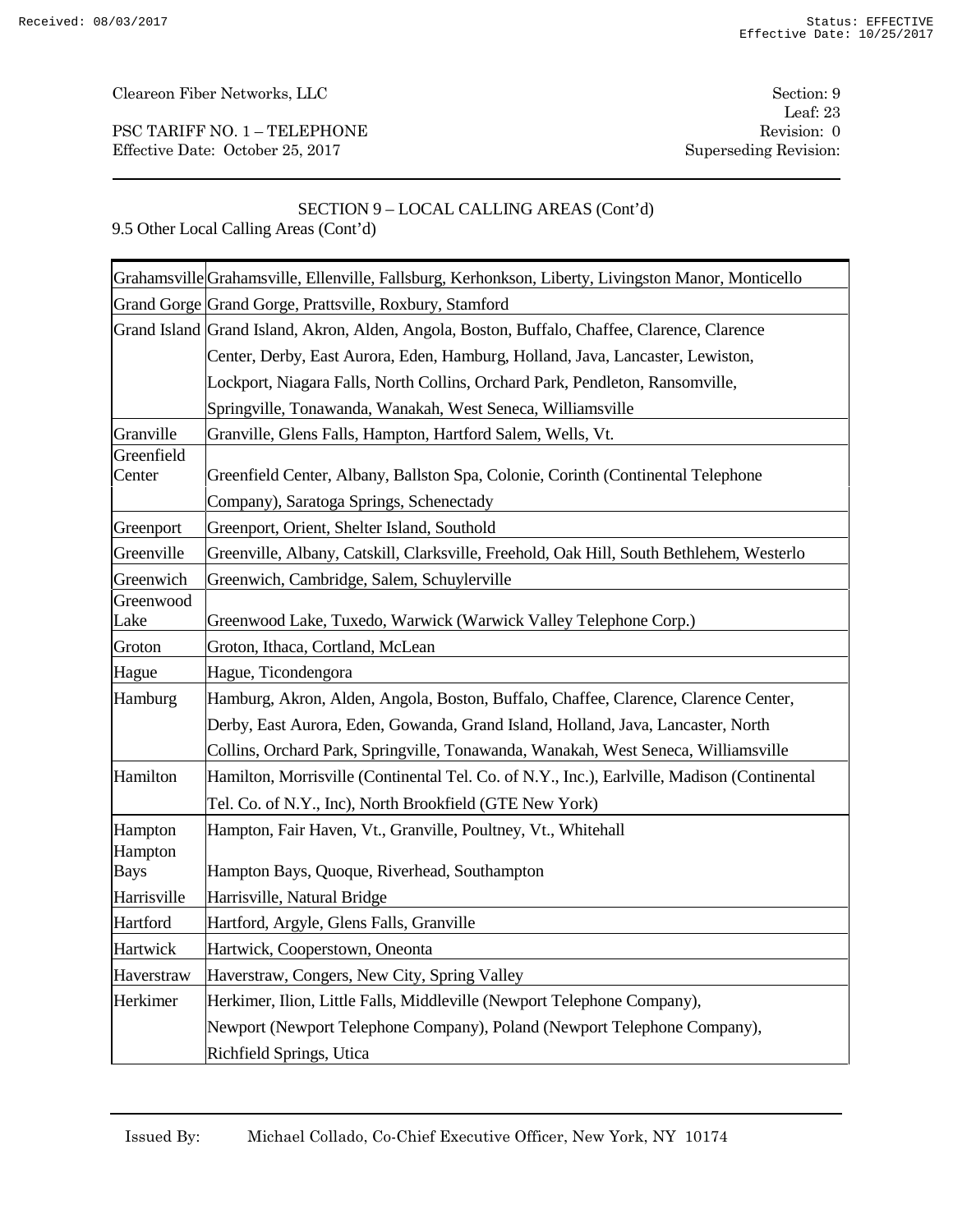Cleareon Fiber Networks, LLC

PSC TARIFF NO. 1 – TELEPHONE
Effective Date: October 25, 2017

Section: 9
Leaf: 23
Revision: 0
Superseding Revision:

## SECTION 9 – LOCAL CALLING AREAS (Cont'd)

9.5 Other Local Calling Areas (Cont'd)

| | |
|---|---|
| Grahamsville | Grahamsville, Ellenville, Fallsburg, Kerhonkson, Liberty, Livingston Manor, Monticello |
| Grand Gorge | Grand Gorge, Prattsville, Roxbury, Stamford |
| Grand Island | Grand Island, Akron, Alden, Angola, Boston, Buffalo, Chaffee, Clarence, Clarence Center, Derby, East Aurora, Eden, Hamburg, Holland, Java, Lancaster, Lewiston, Lockport, Niagara Falls, North Collins, Orchard Park, Pendleton, Ransomville, Springville, Tonawanda, Wanakah, West Seneca, Williamsville |
| Granville | Granville, Glens Falls, Hampton, Hartford Salem, Wells, Vt. |
| Greenfield Center | Greenfield Center, Albany, Ballston Spa, Colonie, Corinth (Continental Telephone Company), Saratoga Springs, Schenectady |
| Greenport | Greenport, Orient, Shelter Island, Southold |
| Greenville | Greenville, Albany, Catskill, Clarksville, Freehold, Oak Hill, South Bethlehem, Westerlo |
| Greenwich | Greenwich, Cambridge, Salem, Schuylerville |
| Greenwood Lake | Greenwood Lake, Tuxedo, Warwick (Warwick Valley Telephone Corp.) |
| Groton | Groton, Ithaca, Cortland, McLean |
| Hague | Hague, Ticondengora |
| Hamburg | Hamburg, Akron, Alden, Angola, Boston, Buffalo, Chaffee, Clarence, Clarence Center, Derby, East Aurora, Eden, Gowanda, Grand Island, Holland, Java, Lancaster, North Collins, Orchard Park, Springville, Tonawanda, Wanakah, West Seneca, Williamsville |
| Hamilton | Hamilton, Morrisville (Continental Tel. Co. of N.Y., Inc.), Earlville, Madison (Continental Tel. Co. of N.Y., Inc), North Brookfield (GTE New York) |
| Hampton | Hampton, Fair Haven, Vt., Granville, Poultney, Vt., Whitehall |
| Hampton Bays | Hampton Bays, Quoque, Riverhead, Southampton |
| Harrisville | Harrisville, Natural Bridge |
| Hartford | Hartford, Argyle, Glens Falls, Granville |
| Hartwick | Hartwick, Cooperstown, Oneonta |
| Haverstraw | Haverstraw, Congers, New City, Spring Valley |
| Herkimer | Herkimer, Ilion, Little Falls, Middleville (Newport Telephone Company), Newport (Newport Telephone Company), Poland (Newport Telephone Company), Richfield Springs, Utica |

Issued By: Michael Collado, Co-Chief Executive Officer, New York, NY 10174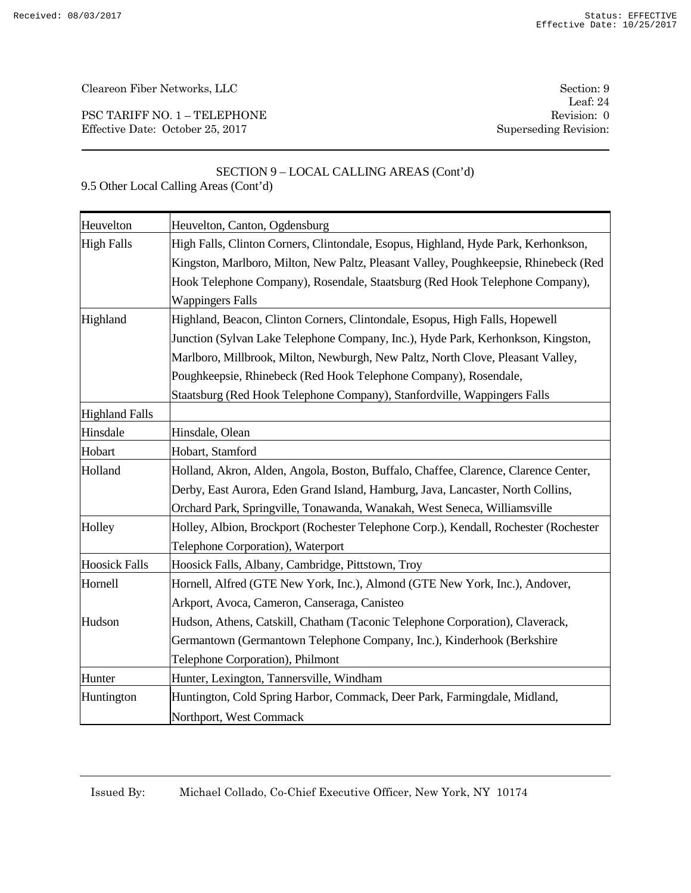Cleareon Fiber Networks, LLC

PSC TARIFF NO. 1 – TELEPHONE
Effective Date: October 25, 2017

Section: 9
Leaf: 24
Revision: 0
Superseding Revision:

## SECTION 9 – LOCAL CALLING AREAS (Cont'd)

9.5 Other Local Calling Areas (Cont'd)

| | |
|---|---|
| Heuvelton | Heuvelton, Canton, Ogdensburg |
| High Falls | High Falls, Clinton Corners, Clintondale, Esopus, Highland, Hyde Park, Kerhonkson, Kingston, Marlboro, Milton, New Paltz, Pleasant Valley, Poughkeepsie, Rhinebeck (Red Hook Telephone Company), Rosendale, Staatsburg (Red Hook Telephone Company), Wappingers Falls |
| Highland | Highland, Beacon, Clinton Corners, Clintondale, Esopus, High Falls, Hopewell Junction (Sylvan Lake Telephone Company, Inc.), Hyde Park, Kerhonkson, Kingston, Marlboro, Millbrook, Milton, Newburgh, New Paltz, North Clove, Pleasant Valley, Poughkeepsie, Rhinebeck (Red Hook Telephone Company), Rosendale, Staatsburg (Red Hook Telephone Company), Stanfordville, Wappingers Falls |
| Highland Falls | |
| Hinsdale | Hinsdale, Olean |
| Hobart | Hobart, Stamford |
| Holland | Holland, Akron, Alden, Angola, Boston, Buffalo, Chaffee, Clarence, Clarence Center, Derby, East Aurora, Eden Grand Island, Hamburg, Java, Lancaster, North Collins, Orchard Park, Springville, Tonawanda, Wanakah, West Seneca, Williamsville |
| Holley | Holley, Albion, Brockport (Rochester Telephone Corp.), Kendall, Rochester (Rochester Telephone Corporation), Waterport |
| Hoosick Falls | Hoosick Falls, Albany, Cambridge, Pittstown, Troy |
| Hornell | Hornell, Alfred (GTE New York, Inc.), Almond (GTE New York, Inc.), Andover, Arkport, Avoca, Cameron, Canseraga, Canisteo |
| Hudson | Hudson, Athens, Catskill, Chatham (Taconic Telephone Corporation), Claverack, Germantown (Germantown Telephone Company, Inc.), Kinderhook (Berkshire Telephone Corporation), Philmont |
| Hunter | Hunter, Lexington, Tannersville, Windham |
| Huntington | Huntington, Cold Spring Harbor, Commack, Deer Park, Farmingdale, Midland, Northport, West Commack |

Issued By: Michael Collado, Co-Chief Executive Officer, New York, NY 10174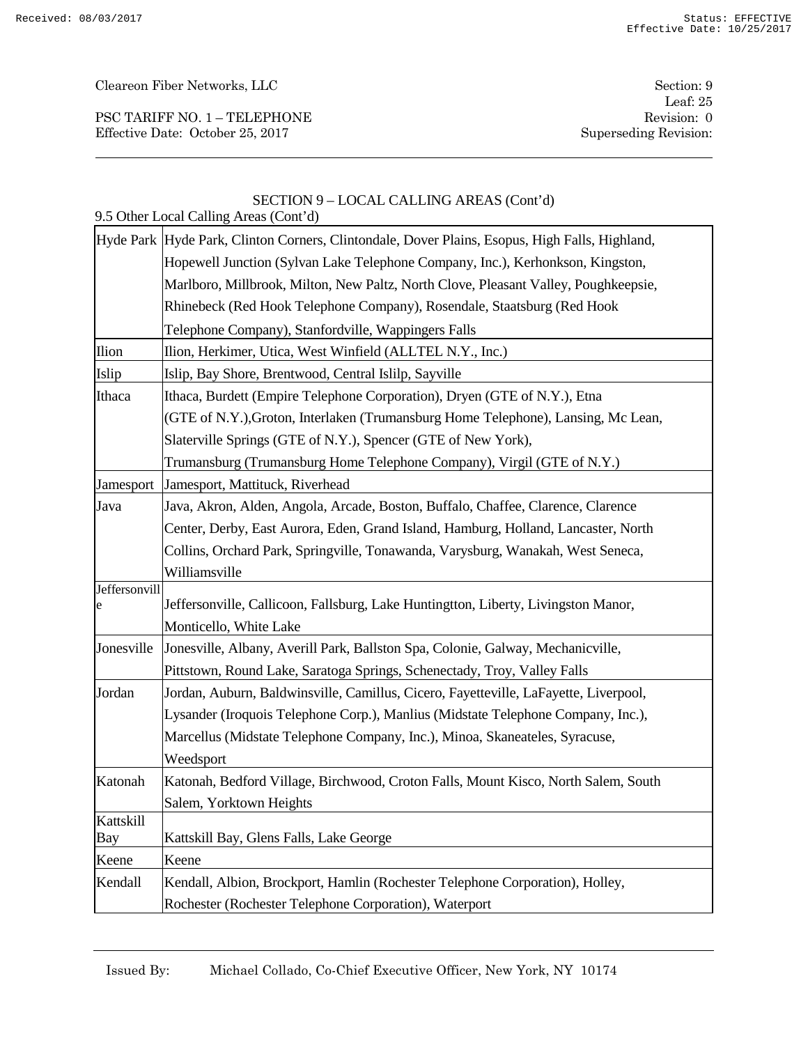## SECTION 9 – LOCAL CALLING AREAS (Cont'd)

9.5 Other Local Calling Areas (Cont'd)

| | |
|---|---|
| Hyde Park | Hyde Park, Clinton Corners, Clintondale, Dover Plains, Esopus, High Falls, Highland, Hopewell Junction (Sylvan Lake Telephone Company, Inc.), Kerhonkson, Kingston, Marlboro, Millbrook, Milton, New Paltz, North Clove, Pleasant Valley, Poughkeepsie, Rhinebeck (Red Hook Telephone Company), Rosendale, Staatsburg (Red Hook Telephone Company), Stanfordville, Wappingers Falls |
| Ilion | Ilion, Herkimer, Utica, West Winfield (ALLTEL N.Y., Inc.) |
| Islip | Islip, Bay Shore, Brentwood, Central Islilp, Sayville |
| Ithaca | Ithaca, Burdett (Empire Telephone Corporation), Dryen (GTE of N.Y.), Etna (GTE of N.Y.),Groton, Interlaken (Trumansburg Home Telephone), Lansing, Mc Lean, Slaterville Springs (GTE of N.Y.), Spencer (GTE of New York), Trumansburg (Trumansburg Home Telephone Company), Virgil (GTE of N.Y.) |
| Jamesport | Jamesport, Mattituck, Riverhead |
| Java | Java, Akron, Alden, Angola, Arcade, Boston, Buffalo, Chaffee, Clarence, Clarence Center, Derby, East Aurora, Eden, Grand Island, Hamburg, Holland, Lancaster, North Collins, Orchard Park, Springville, Tonawanda, Varysburg, Wanakah, West Seneca, Williamsville |
| Jeffersonville | Jeffersonville, Callicoon, Fallsburg, Lake Huntingtton, Liberty, Livingston Manor, Monticello, White Lake |
| Jonesville | Jonesville, Albany, Averill Park, Ballston Spa, Colonie, Galway, Mechanicville, Pittstown, Round Lake, Saratoga Springs, Schenectady, Troy, Valley Falls |
| Jordan | Jordan, Auburn, Baldwinsville, Camillus, Cicero, Fayetteville, LaFayette, Liverpool, Lysander (Iroquois Telephone Corp.), Manlius (Midstate Telephone Company, Inc.), Marcellus (Midstate Telephone Company, Inc.), Minoa, Skaneateles, Syracuse, Weedsport |
| Katonah | Katonah, Bedford Village, Birchwood, Croton Falls, Mount Kisco, North Salem, South Salem, Yorktown Heights |
| Kattskill Bay | Kattskill Bay, Glens Falls, Lake George |
| Keene | Keene |
| Kendall | Kendall, Albion, Brockport, Hamlin (Rochester Telephone Corporation), Holley, Rochester (Rochester Telephone Corporation), Waterport |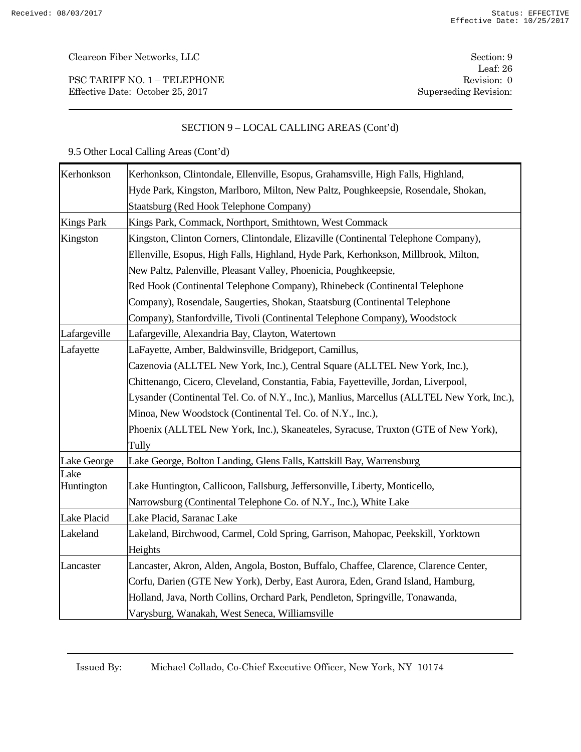Cleareon Fiber Networks, LLC

PSC TARIFF NO. 1 – TELEPHONE
Effective Date: October 25, 2017

Section: 9
Leaf: 26
Revision: 0
Superseding Revision:

SECTION 9 – LOCAL CALLING AREAS (Cont'd)

9.5 Other Local Calling Areas (Cont'd)

| | |
|---|---|
| Kerhonkson | Kerhonkson, Clintondale, Ellenville, Esopus, Grahamsville, High Falls, Highland, Hyde Park, Kingston, Marlboro, Milton, New Paltz, Poughkeepsie, Rosendale, Shokan, Staatsburg (Red Hook Telephone Company) |
| Kings Park | Kings Park, Commack, Northport, Smithtown, West Commack |
| Kingston | Kingston, Clinton Corners, Clintondale, Elizaville (Continental Telephone Company), Ellenville, Esopus, High Falls, Highland, Hyde Park, Kerhonkson, Millbrook, Milton, New Paltz, Palenville, Pleasant Valley, Phoenicia, Poughkeepsie, Red Hook (Continental Telephone Company), Rhinebeck (Continental Telephone Company), Rosendale, Saugerties, Shokan, Staatsburg (Continental Telephone Company), Stanfordville, Tivoli (Continental Telephone Company), Woodstock |
| Lafargeville | Lafargeville, Alexandria Bay, Clayton, Watertown |
| Lafayette | LaFayette, Amber, Baldwinsville, Bridgeport, Camillus, Cazenovia (ALLTEL New York, Inc.), Central Square (ALLTEL New York, Inc.), Chittenango, Cicero, Cleveland, Constantia, Fabia, Fayetteville, Jordan, Liverpool, Lysander (Continental Tel. Co. of N.Y., Inc.), Manlius, Marcellus (ALLTEL New York, Inc.), Minoa, New Woodstock (Continental Tel. Co. of N.Y., Inc.), Phoenix (ALLTEL New York, Inc.), Skaneateles, Syracuse, Truxton (GTE of New York), Tully |
| Lake George | Lake George, Bolton Landing, Glens Falls, Kattskill Bay, Warrensburg |
| Lake Huntington | Lake Huntington, Callicoon, Fallsburg, Jeffersonville, Liberty, Monticello, Narrowsburg (Continental Telephone Co. of N.Y., Inc.), White Lake |
| Lake Placid | Lake Placid, Saranac Lake |
| Lakeland | Lakeland, Birchwood, Carmel, Cold Spring, Garrison, Mahopac, Peekskill, Yorktown Heights |
| Lancaster | Lancaster, Akron, Alden, Angola, Boston, Buffalo, Chaffee, Clarence, Clarence Center, Corfu, Darien (GTE New York), Derby, East Aurora, Eden, Grand Island, Hamburg, Holland, Java, North Collins, Orchard Park, Pendleton, Springville, Tonawanda, Varysburg, Wanakah, West Seneca, Williamsville |

Issued By: Michael Collado, Co-Chief Executive Officer, New York, NY 10174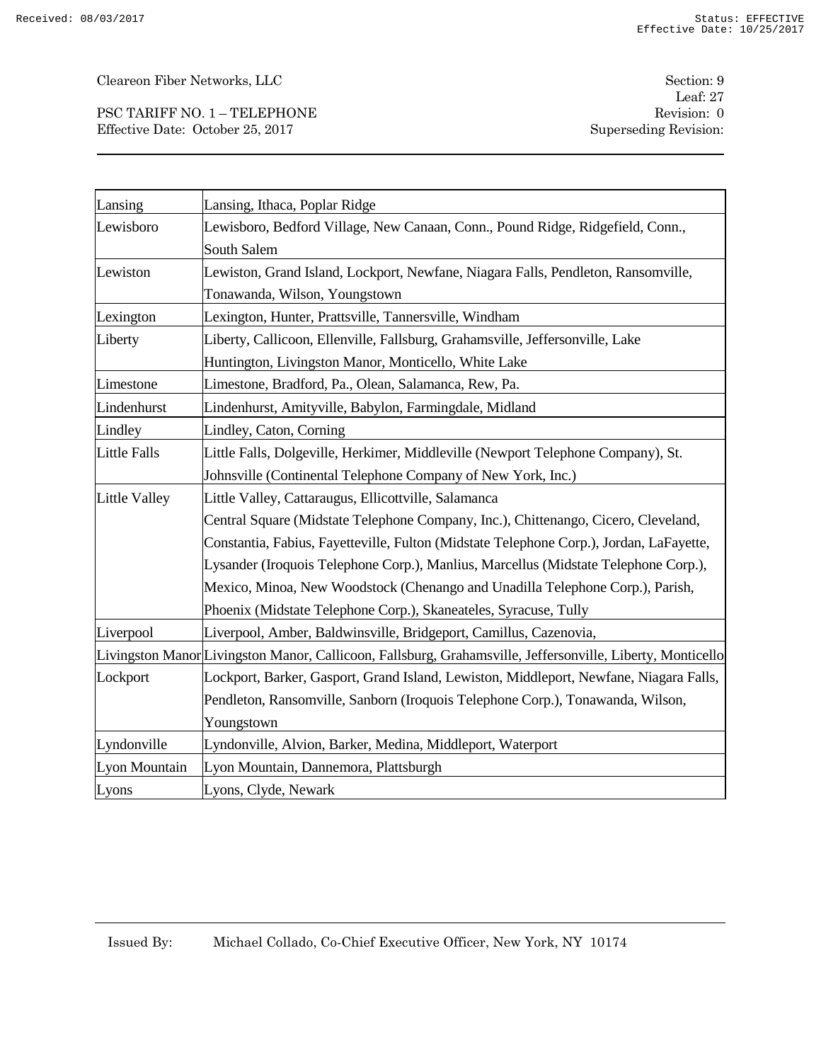| | |
|---|---|
| Lansing | Lansing, Ithaca, Poplar Ridge |
| Lewisboro | Lewisboro, Bedford Village, New Canaan, Conn., Pound Ridge, Ridgefield, Conn., South Salem |
| Lewiston | Lewiston, Grand Island, Lockport, Newfane, Niagara Falls, Pendleton, Ransomville, Tonawanda, Wilson, Youngstown |
| Lexington | Lexington, Hunter, Prattsville, Tannersville, Windham |
| Liberty | Liberty, Callicoon, Ellenville, Fallsburg, Grahamsville, Jeffersonville, Lake Huntington, Livingston Manor, Monticello, White Lake |
| Limestone | Limestone, Bradford, Pa., Olean, Salamanca, Rew, Pa. |
| Lindenhurst | Lindenhurst, Amityville, Babylon, Farmingdale, Midland |
| Lindley | Lindley, Caton, Corning |
| Little Falls | Little Falls, Dolgeville, Herkimer, Middleville (Newport Telephone Company), St. Johnsville (Continental Telephone Company of New York, Inc.) |
| Little Valley | Little Valley, Cattaraugus, Ellicottville, Salamanca Central Square (Midstate Telephone Company, Inc.), Chittenango, Cicero, Cleveland, Constantia, Fabius, Fayetteville, Fulton (Midstate Telephone Corp.), Jordan, LaFayette, Lysander (Iroquois Telephone Corp.), Manlius, Marcellus (Midstate Telephone Corp.), Mexico, Minoa, New Woodstock (Chenango and Unadilla Telephone Corp.), Parish, Phoenix (Midstate Telephone Corp.), Skaneateles, Syracuse, Tully |
| Liverpool | Liverpool, Amber, Baldwinsville, Bridgeport, Camillus, Cazenovia, |
| Livingston Manor | Livingston Manor, Callicoon, Fallsburg, Grahamsville, Jeffersonville, Liberty, Monticello |
| Lockport | Lockport, Barker, Gasport, Grand Island, Lewiston, Middleport, Newfane, Niagara Falls, Pendleton, Ransomville, Sanborn (Iroquois Telephone Corp.), Tonawanda, Wilson, Youngstown |
| Lyndonville | Lyndonville, Alvion, Barker, Medina, Middleport, Waterport |
| Lyon Mountain | Lyon Mountain, Dannemora, Plattsburgh |
| Lyons | Lyons, Clyde, Newark |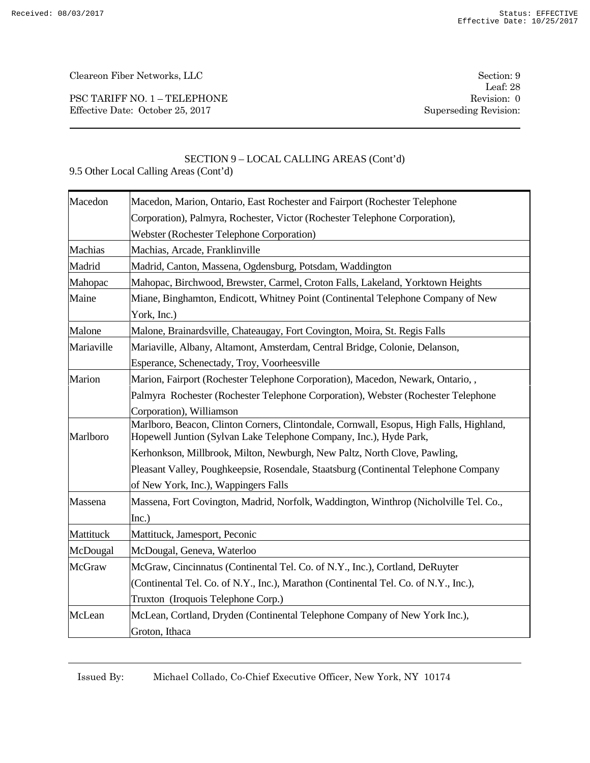Cleareon Fiber Networks, LLC

PSC TARIFF NO. 1 – TELEPHONE
Effective Date: October 25, 2017

Section: 9
Leaf: 28
Revision: 0
Superseding Revision:

SECTION 9 – LOCAL CALLING AREAS (Cont'd)

9.5 Other Local Calling Areas (Cont'd)

| | |
|---|---|
| Macedon | Macedon, Marion, Ontario, East Rochester and Fairport (Rochester Telephone Corporation), Palmyra, Rochester, Victor (Rochester Telephone Corporation), Webster (Rochester Telephone Corporation) |
| Machias | Machias, Arcade, Franklinville |
| Madrid | Madrid, Canton, Massena, Ogdensburg, Potsdam, Waddington |
| Mahopac | Mahopac, Birchwood, Brewster, Carmel, Croton Falls, Lakeland, Yorktown Heights |
| Maine | Miane, Binghamton, Endicott, Whitney Point (Continental Telephone Company of New York, Inc.) |
| Malone | Malone, Brainardsville, Chateaugay, Fort Covington, Moira, St. Regis Falls |
| Mariaville | Mariaville, Albany, Altamont, Amsterdam, Central Bridge, Colonie, Delanson, Esperance, Schenectady, Troy, Voorheesville |
| Marion | Marion, Fairport (Rochester Telephone Corporation), Macedon, Newark, Ontario, , Palmyra Rochester (Rochester Telephone Corporation), Webster (Rochester Telephone Corporation), Williamson |
| Marlboro | Marlboro, Beacon, Clinton Corners, Clintondale, Cornwall, Esopus, High Falls, Highland, Hopewell Juntion (Sylvan Lake Telephone Company, Inc.), Hyde Park, Kerhonkson, Millbrook, Milton, Newburgh, New Paltz, North Clove, Pawling, Pleasant Valley, Poughkeepsie, Rosendale, Staatsburg (Continental Telephone Company of New York, Inc.), Wappingers Falls |
| Massena | Massena, Fort Covington, Madrid, Norfolk, Waddington, Winthrop (Nicholville Tel. Co., Inc.) |
| Mattituck | Mattituck, Jamesport, Peconic |
| McDougal | McDougal, Geneva, Waterloo |
| McGraw | McGraw, Cincinnatus (Continental Tel. Co. of N.Y., Inc.), Cortland, DeRuyter (Continental Tel. Co. of N.Y., Inc.), Marathon (Continental Tel. Co. of N.Y., Inc.), Truxton (Iroquois Telephone Corp.) |
| McLean | McLean, Cortland, Dryden (Continental Telephone Company of New York Inc.), Groton, Ithaca |

Issued By: Michael Collado, Co-Chief Executive Officer, New York, NY 10174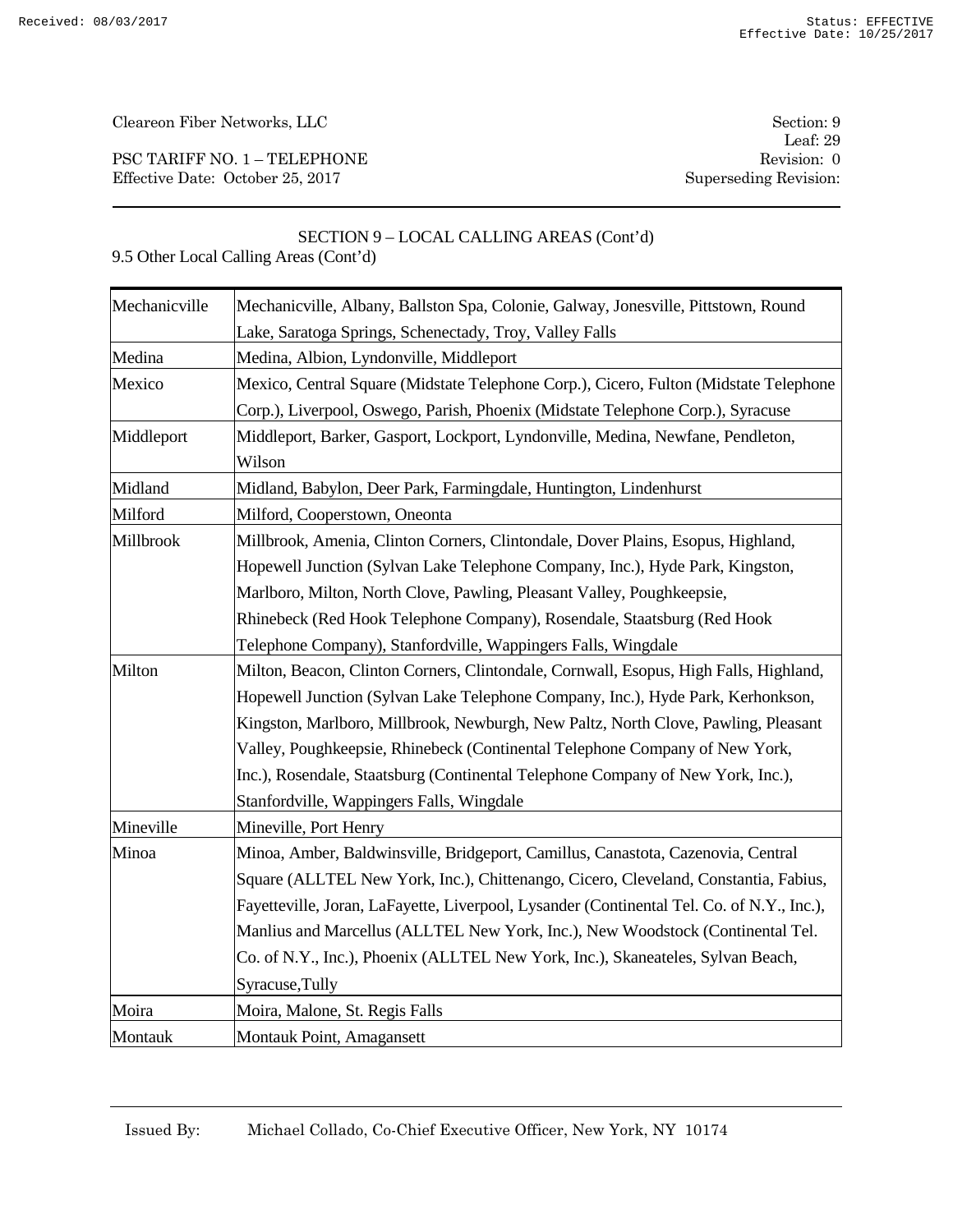SECTION 9 – LOCAL CALLING AREAS (Cont'd)

9.5 Other Local Calling Areas (Cont'd)

| | |
|---|---|
| Mechanicville | Mechanicville, Albany, Ballston Spa, Colonie, Galway, Jonesville, Pittstown, Round Lake, Saratoga Springs, Schenectady, Troy, Valley Falls |
| Medina | Medina, Albion, Lyndonville, Middleport |
| Mexico | Mexico, Central Square (Midstate Telephone Corp.), Cicero, Fulton (Midstate Telephone Corp.), Liverpool, Oswego, Parish, Phoenix (Midstate Telephone Corp.), Syracuse |
| Middleport | Middleport, Barker, Gasport, Lockport, Lyndonville, Medina, Newfane, Pendleton, Wilson |
| Midland | Midland, Babylon, Deer Park, Farmingdale, Huntington, Lindenhurst |
| Milford | Milford, Cooperstown, Oneonta |
| Millbrook | Millbrook, Amenia, Clinton Corners, Clintondale, Dover Plains, Esopus, Highland, Hopewell Junction (Sylvan Lake Telephone Company, Inc.), Hyde Park, Kingston, Marlboro, Milton, North Clove, Pawling, Pleasant Valley, Poughkeepsie, Rhinebeck (Red Hook Telephone Company), Rosendale, Staatsburg (Red Hook Telephone Company), Stanfordville, Wappingers Falls, Wingdale |
| Milton | Milton, Beacon, Clinton Corners, Clintondale, Cornwall, Esopus, High Falls, Highland, Hopewell Junction (Sylvan Lake Telephone Company, Inc.), Hyde Park, Kerhonkson, Kingston, Marlboro, Millbrook, Newburgh, New Paltz, North Clove, Pawling, Pleasant Valley, Poughkeepsie, Rhinebeck (Continental Telephone Company of New York, Inc.), Rosendale, Staatsburg (Continental Telephone Company of New York, Inc.), Stanfordville, Wappingers Falls, Wingdale |
| Mineville | Mineville, Port Henry |
| Minoa | Minoa, Amber, Baldwinsville, Bridgeport, Camillus, Canastota, Cazenovia, Central Square (ALLTEL New York, Inc.), Chittenango, Cicero, Cleveland, Constantia, Fabius, Fayetteville, Joran, LaFayette, Liverpool, Lysander (Continental Tel. Co. of N.Y., Inc.), Manlius and Marcellus (ALLTEL New York, Inc.), New Woodstock (Continental Tel. Co. of N.Y., Inc.), Phoenix (ALLTEL New York, Inc.), Skaneateles, Sylvan Beach, Syracuse,Tully |
| Moira | Moira, Malone, St. Regis Falls |
| Montauk | Montauk Point, Amagansett |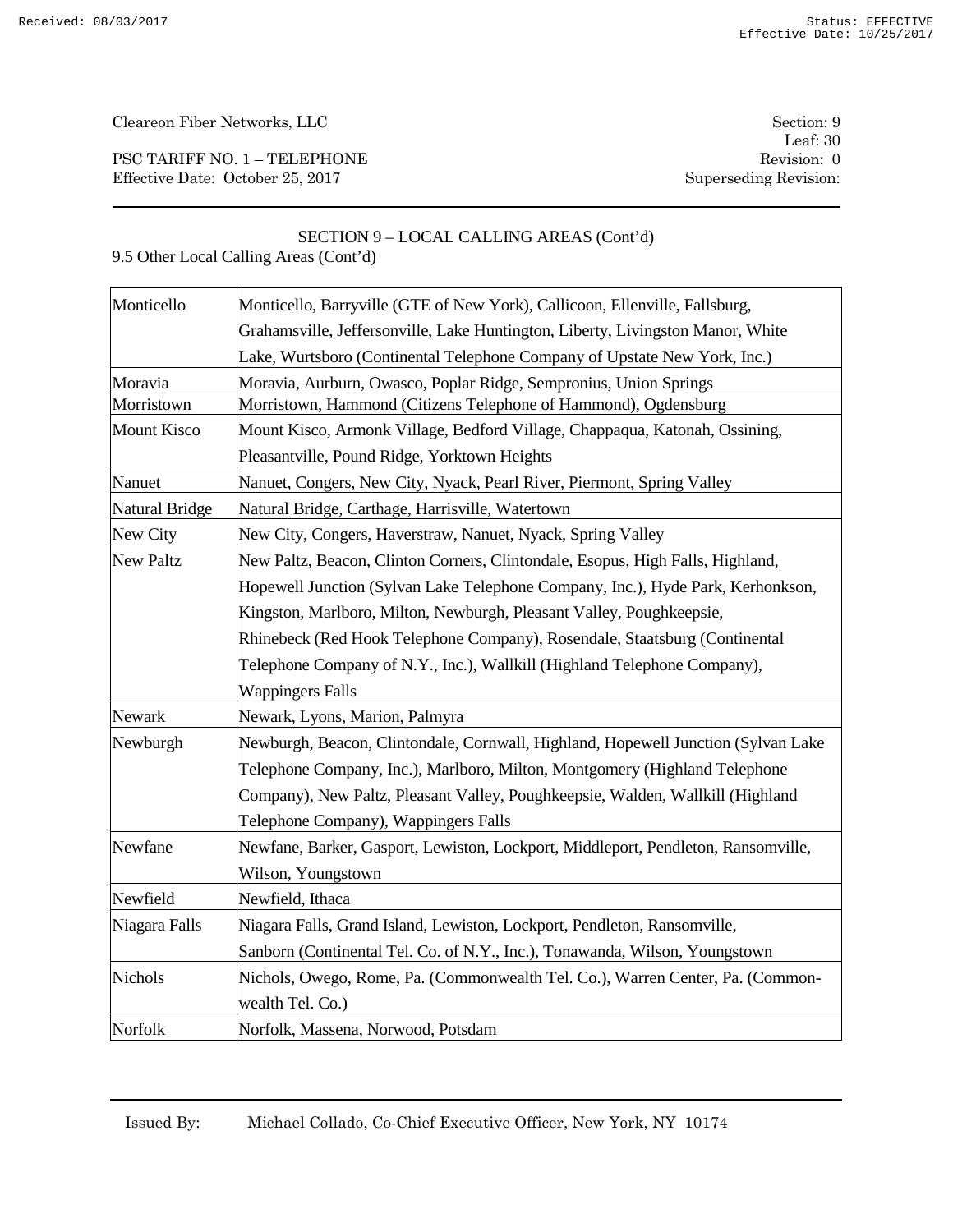Cleareon Fiber Networks, LLC

PSC TARIFF NO. 1 – TELEPHONE
Effective Date: October 25, 2017

Section: 9
Leaf: 30
Revision: 0
Superseding Revision:

## SECTION 9 – LOCAL CALLING AREAS (Cont'd)

9.5 Other Local Calling Areas (Cont'd)

| | |
|---|---|
| Monticello | Monticello, Barryville (GTE of New York), Callicoon, Ellenville, Fallsburg, Grahamsville, Jeffersonville, Lake Huntington, Liberty, Livingston Manor, White Lake, Wurtsboro (Continental Telephone Company of Upstate New York, Inc.) |
| Moravia | Moravia, Aurburn, Owasco, Poplar Ridge, Sempronius, Union Springs |
| Morristown | Morristown, Hammond (Citizens Telephone of Hammond), Ogdensburg |
| Mount Kisco | Mount Kisco, Armonk Village, Bedford Village, Chappaqua, Katonah, Ossining, Pleasantville, Pound Ridge, Yorktown Heights |
| Nanuet | Nanuet, Congers, New City, Nyack, Pearl River, Piermont, Spring Valley |
| Natural Bridge | Natural Bridge, Carthage, Harrisville, Watertown |
| New City | New City, Congers, Haverstraw, Nanuet, Nyack, Spring Valley |
| New Paltz | New Paltz, Beacon, Clinton Corners, Clintondale, Esopus, High Falls, Highland, Hopewell Junction (Sylvan Lake Telephone Company, Inc.), Hyde Park, Kerhonkson, Kingston, Marlboro, Milton, Newburgh, Pleasant Valley, Poughkeepsie, Rhinebeck (Red Hook Telephone Company), Rosendale, Staatsburg (Continental Telephone Company of N.Y., Inc.), Wallkill (Highland Telephone Company), Wappingers Falls |
| Newark | Newark, Lyons, Marion, Palmyra |
| Newburgh | Newburgh, Beacon, Clintondale, Cornwall, Highland, Hopewell Junction (Sylvan Lake Telephone Company, Inc.), Marlboro, Milton, Montgomery (Highland Telephone Company), New Paltz, Pleasant Valley, Poughkeepsie, Walden, Wallkill (Highland Telephone Company), Wappingers Falls |
| Newfane | Newfane, Barker, Gasport, Lewiston, Lockport, Middleport, Pendleton, Ransomville, Wilson, Youngstown |
| Newfield | Newfield, Ithaca |
| Niagara Falls | Niagara Falls, Grand Island, Lewiston, Lockport, Pendleton, Ransomville, Sanborn (Continental Tel. Co. of N.Y., Inc.), Tonawanda, Wilson, Youngstown |
| Nichols | Nichols, Owego, Rome, Pa. (Commonwealth Tel. Co.), Warren Center, Pa. (Commonwealth Tel. Co.) |
| Norfolk | Norfolk, Massena, Norwood, Potsdam |

Issued By: Michael Collado, Co-Chief Executive Officer, New York, NY 10174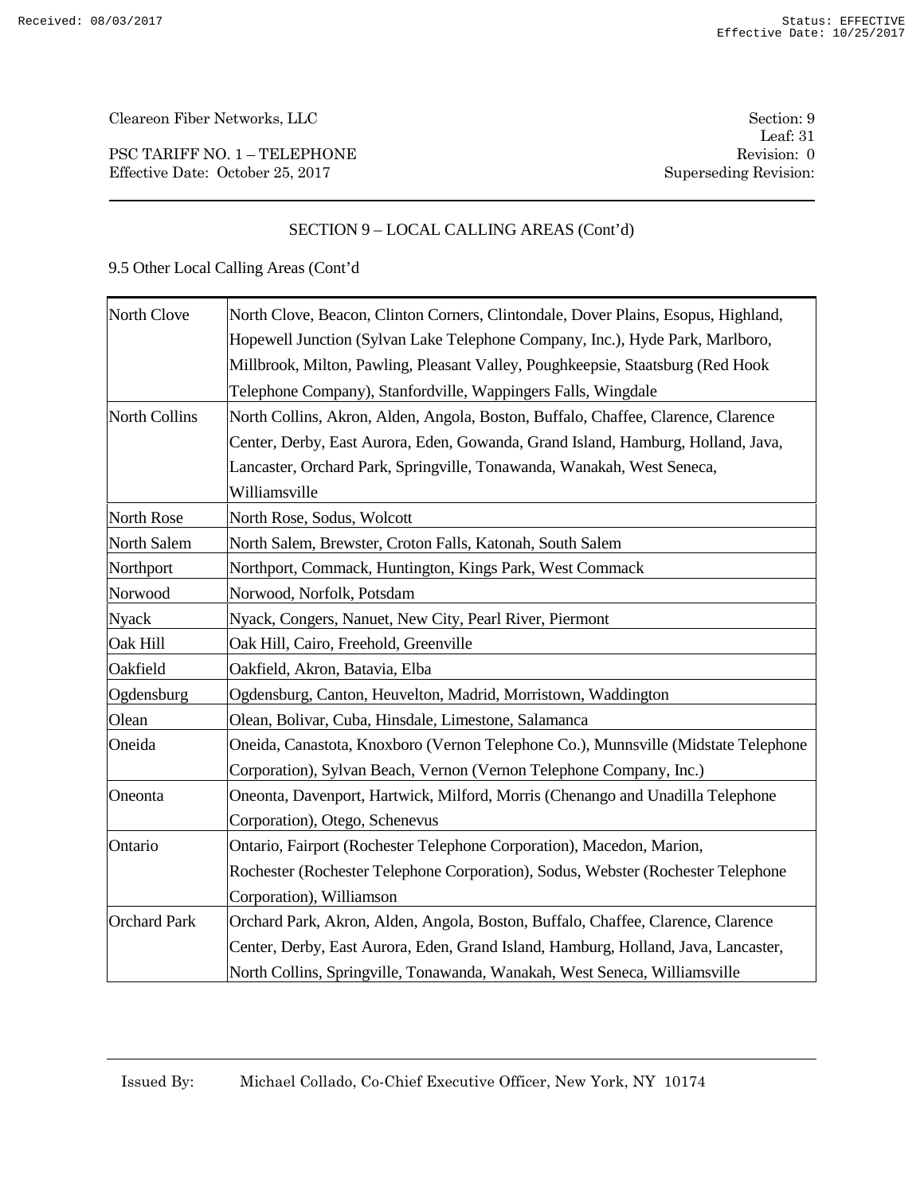Cleareon Fiber Networks, LLC

PSC TARIFF NO. 1 – TELEPHONE
Effective Date: October 25, 2017

Section: 9
Leaf: 31
Revision: 0
Superseding Revision:

## SECTION 9 – LOCAL CALLING AREAS (Cont'd)

9.5 Other Local Calling Areas (Cont'd

| | |
|---|---|
| North Clove | North Clove, Beacon, Clinton Corners, Clintondale, Dover Plains, Esopus, Highland, Hopewell Junction (Sylvan Lake Telephone Company, Inc.), Hyde Park, Marlboro, Millbrook, Milton, Pawling, Pleasant Valley, Poughkeepsie, Staatsburg (Red Hook Telephone Company), Stanfordville, Wappingers Falls, Wingdale |
| North Collins | North Collins, Akron, Alden, Angola, Boston, Buffalo, Chaffee, Clarence, Clarence Center, Derby, East Aurora, Eden, Gowanda, Grand Island, Hamburg, Holland, Java, Lancaster, Orchard Park, Springville, Tonawanda, Wanakah, West Seneca, Williamsville |
| North Rose | North Rose, Sodus, Wolcott |
| North Salem | North Salem, Brewster, Croton Falls, Katonah, South Salem |
| Northport | Northport, Commack, Huntington, Kings Park, West Commack |
| Norwood | Norwood, Norfolk, Potsdam |
| Nyack | Nyack, Congers, Nanuet, New City, Pearl River, Piermont |
| Oak Hill | Oak Hill, Cairo, Freehold, Greenville |
| Oakfield | Oakfield, Akron, Batavia, Elba |
| Ogdensburg | Ogdensburg, Canton, Heuvelton, Madrid, Morristown, Waddington |
| Olean | Olean, Bolivar, Cuba, Hinsdale, Limestone, Salamanca |
| Oneida | Oneida, Canastota, Knoxboro (Vernon Telephone Co.), Munnsville (Midstate Telephone Corporation), Sylvan Beach, Vernon (Vernon Telephone Company, Inc.) |
| Oneonta | Oneonta, Davenport, Hartwick, Milford, Morris (Chenango and Unadilla Telephone Corporation), Otego, Schenevus |
| Ontario | Ontario, Fairport (Rochester Telephone Corporation), Macedon, Marion, Rochester (Rochester Telephone Corporation), Sodus, Webster (Rochester Telephone Corporation), Williamson |
| Orchard Park | Orchard Park, Akron, Alden, Angola, Boston, Buffalo, Chaffee, Clarence, Clarence Center, Derby, East Aurora, Eden, Grand Island, Hamburg, Holland, Java, Lancaster, North Collins, Springville, Tonawanda, Wanakah, West Seneca, Williamsville |

Issued By: Michael Collado, Co-Chief Executive Officer, New York, NY 10174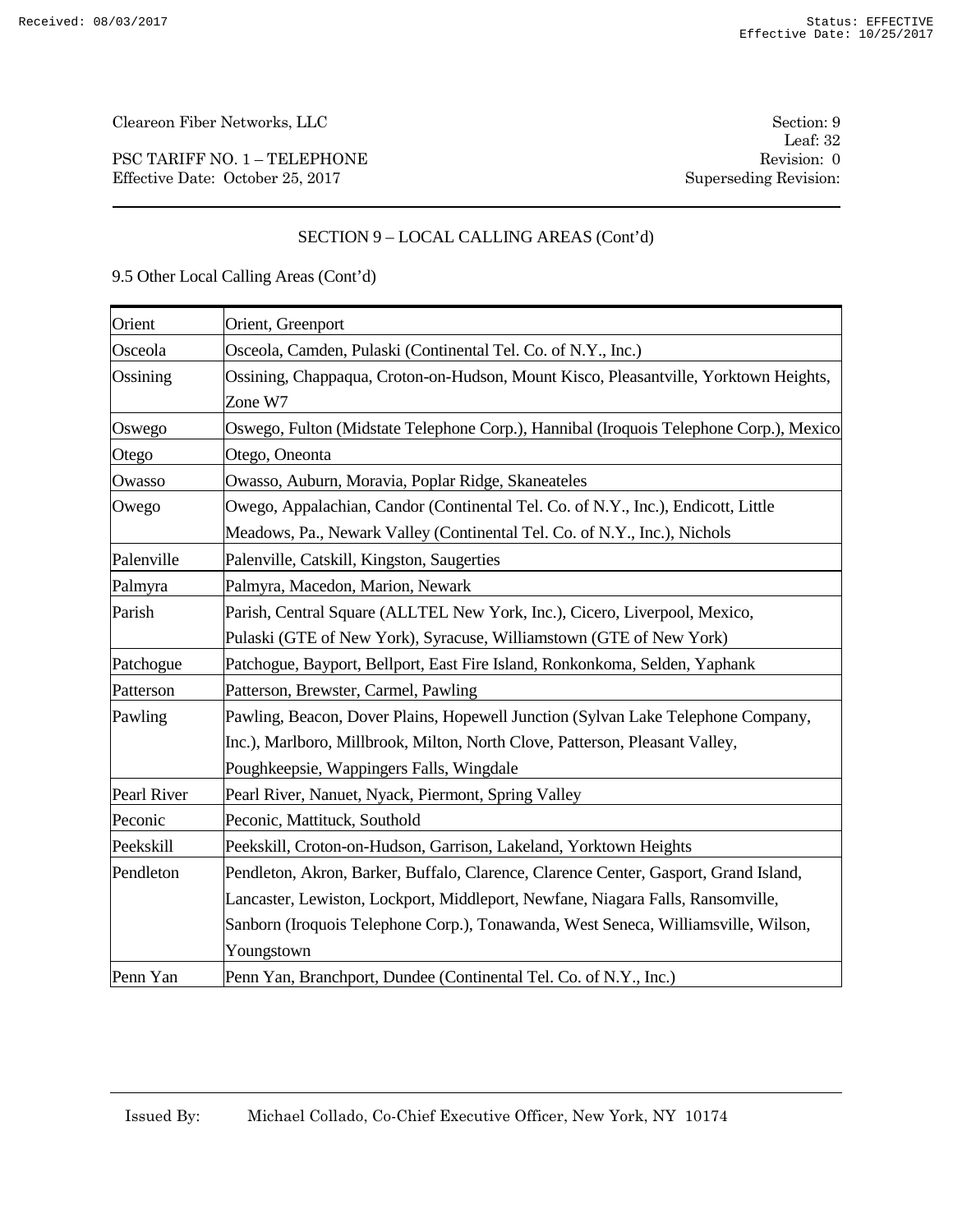Cleareon Fiber Networks, LLC

PSC TARIFF NO. 1 – TELEPHONE
Effective Date: October 25, 2017

Section: 9
Leaf: 32
Revision: 0
Superseding Revision:

## SECTION 9 – LOCAL CALLING AREAS (Cont'd)

### 9.5 Other Local Calling Areas (Cont'd)

| | |
|---|---|
| Orient | Orient, Greenport |
| Osceola | Osceola, Camden, Pulaski (Continental Tel. Co. of N.Y., Inc.) |
| Ossining | Ossining, Chappaqua, Croton-on-Hudson, Mount Kisco, Pleasantville, Yorktown Heights, Zone W7 |
| Oswego | Oswego, Fulton (Midstate Telephone Corp.), Hannibal (Iroquois Telephone Corp.), Mexico |
| Otego | Otego, Oneonta |
| Owasso | Owasso, Auburn, Moravia, Poplar Ridge, Skaneateles |
| Owego | Owego, Appalachian, Candor (Continental Tel. Co. of N.Y., Inc.), Endicott, Little Meadows, Pa., Newark Valley (Continental Tel. Co. of N.Y., Inc.), Nichols |
| Palenville | Palenville, Catskill, Kingston, Saugerties |
| Palmyra | Palmyra, Macedon, Marion, Newark |
| Parish | Parish, Central Square (ALLTEL New York, Inc.), Cicero, Liverpool, Mexico, Pulaski (GTE of New York), Syracuse, Williamstown (GTE of New York) |
| Patchogue | Patchogue, Bayport, Bellport, East Fire Island, Ronkonkoma, Selden, Yaphank |
| Patterson | Patterson, Brewster, Carmel, Pawling |
| Pawling | Pawling, Beacon, Dover Plains, Hopewell Junction (Sylvan Lake Telephone Company, Inc.), Marlboro, Millbrook, Milton, North Clove, Patterson, Pleasant Valley, Poughkeepsie, Wappingers Falls, Wingdale |
| Pearl River | Pearl River, Nanuet, Nyack, Piermont, Spring Valley |
| Peconic | Peconic, Mattituck, Southold |
| Peekskill | Peekskill, Croton-on-Hudson, Garrison, Lakeland, Yorktown Heights |
| Pendleton | Pendleton, Akron, Barker, Buffalo, Clarence, Clarence Center, Gasport, Grand Island, Lancaster, Lewiston, Lockport, Middleport, Newfane, Niagara Falls, Ransomville, Sanborn (Iroquois Telephone Corp.), Tonawanda, West Seneca, Williamsville, Wilson, Youngstown |
| Penn Yan | Penn Yan, Branchport, Dundee (Continental Tel. Co. of N.Y., Inc.) |

Issued By: Michael Collado, Co-Chief Executive Officer, New York, NY 10174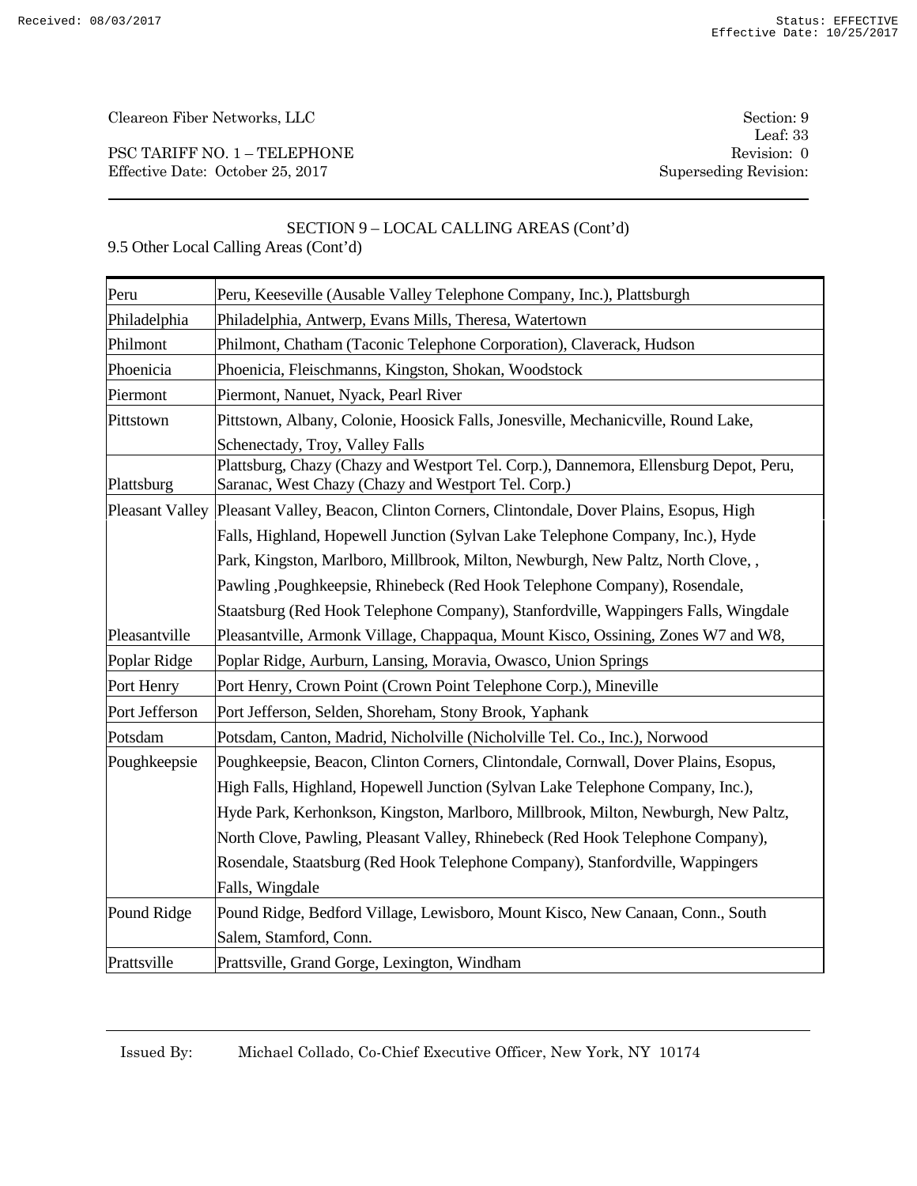Cleareon Fiber Networks, LLC

PSC TARIFF NO. 1 – TELEPHONE
Effective Date: October 25, 2017

Section: 9
Leaf: 33
Revision: 0
Superseding Revision:

## SECTION 9 – LOCAL CALLING AREAS (Cont'd)

9.5 Other Local Calling Areas (Cont'd)

| | |
|---|---|
| Peru | Peru, Keeseville (Ausable Valley Telephone Company, Inc.), Plattsburgh |
| Philadelphia | Philadelphia, Antwerp, Evans Mills, Theresa, Watertown |
| Philmont | Philmont, Chatham (Taconic Telephone Corporation), Claverack, Hudson |
| Phoenicia | Phoenicia, Fleischmanns, Kingston, Shokan, Woodstock |
| Piermont | Piermont, Nanuet, Nyack, Pearl River |
| Pittstown | Pittstown, Albany, Colonie, Hoosick Falls, Jonesville, Mechanicville, Round Lake, Schenectady, Troy, Valley Falls |
| Plattsburg | Plattsburg, Chazy (Chazy and Westport Tel. Corp.), Dannemora, Ellensburg Depot, Peru, Saranac, West Chazy (Chazy and Westport Tel. Corp.) |
| Pleasant Valley | Pleasant Valley, Beacon, Clinton Corners, Clintondale, Dover Plains, Esopus, High Falls, Highland, Hopewell Junction (Sylvan Lake Telephone Company, Inc.), Hyde Park, Kingston, Marlboro, Millbrook, Milton, Newburgh, New Paltz, North Clove, , Pawling ,Poughkeepsie, Rhinebeck (Red Hook Telephone Company), Rosendale, Staatsburg (Red Hook Telephone Company), Stanfordville, Wappingers Falls, Wingdale |
| Pleasantville | Pleasantville, Armonk Village, Chappaqua, Mount Kisco, Ossining, Zones W7 and W8, |
| Poplar Ridge | Poplar Ridge, Aurburn, Lansing, Moravia, Owasco, Union Springs |
| Port Henry | Port Henry, Crown Point (Crown Point Telephone Corp.), Mineville |
| Port Jefferson | Port Jefferson, Selden, Shoreham, Stony Brook, Yaphank |
| Potsdam | Potsdam, Canton, Madrid, Nicholville (Nicholville Tel. Co., Inc.), Norwood |
| Poughkeepsie | Poughkeepsie, Beacon, Clinton Corners, Clintondale, Cornwall, Dover Plains, Esopus, High Falls, Highland, Hopewell Junction (Sylvan Lake Telephone Company, Inc.), Hyde Park, Kerhonkson, Kingston, Marlboro, Millbrook, Milton, Newburgh, New Paltz, North Clove, Pawling, Pleasant Valley, Rhinebeck (Red Hook Telephone Company), Rosendale, Staatsburg (Red Hook Telephone Company), Stanfordville, Wappingers Falls, Wingdale |
| Pound Ridge | Pound Ridge, Bedford Village, Lewisboro, Mount Kisco, New Canaan, Conn., South Salem, Stamford, Conn. |
| Prattsville | Prattsville, Grand Gorge, Lexington, Windham |

Issued By: Michael Collado, Co-Chief Executive Officer, New York, NY 10174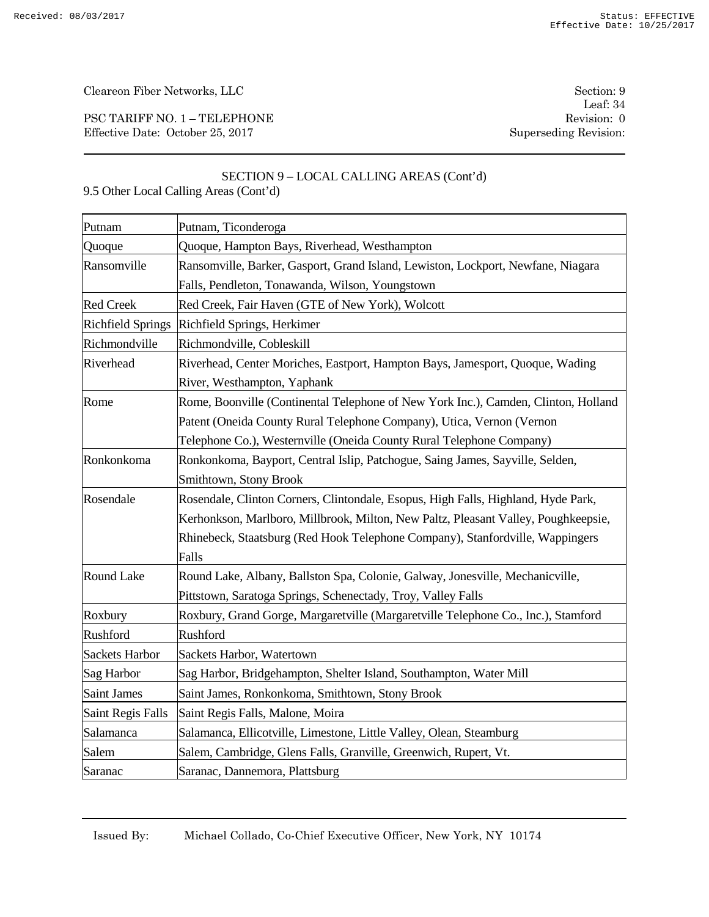## SECTION 9 – LOCAL CALLING AREAS (Cont'd)

9.5 Other Local Calling Areas (Cont'd)

| | |
|---|---|
| Putnam | Putnam, Ticonderoga |
| Quoque | Quoque, Hampton Bays, Riverhead, Westhampton |
| Ransomville | Ransomville, Barker, Gasport, Grand Island, Lewiston, Lockport, Newfane, Niagara Falls, Pendleton, Tonawanda, Wilson, Youngstown |
| Red Creek | Red Creek, Fair Haven (GTE of New York), Wolcott |
| Richfield Springs | Richfield Springs, Herkimer |
| Richmondville | Richmondville, Cobleskill |
| Riverhead | Riverhead, Center Moriches, Eastport, Hampton Bays, Jamesport, Quoque, Wading River, Westhampton, Yaphank |
| Rome | Rome, Boonville (Continental Telephone of New York Inc.), Camden, Clinton, Holland Patent (Oneida County Rural Telephone Company), Utica, Vernon (Vernon Telephone Co.), Westernville (Oneida County Rural Telephone Company) |
| Ronkonkoma | Ronkonkoma, Bayport, Central Islip, Patchogue, Saing James, Sayville, Selden, Smithtown, Stony Brook |
| Rosendale | Rosendale, Clinton Corners, Clintondale, Esopus, High Falls, Highland, Hyde Park, Kerhonkson, Marlboro, Millbrook, Milton, New Paltz, Pleasant Valley, Poughkeepsie, Rhinebeck, Staatsburg (Red Hook Telephone Company), Stanfordville, Wappingers Falls |
| Round Lake | Round Lake, Albany, Ballston Spa, Colonie, Galway, Jonesville, Mechanicville, Pittstown, Saratoga Springs, Schenectady, Troy, Valley Falls |
| Roxbury | Roxbury, Grand Gorge, Margaretville (Margaretville Telephone Co., Inc.), Stamford |
| Rushford | Rushford |
| Sackets Harbor | Sackets Harbor, Watertown |
| Sag Harbor | Sag Harbor, Bridgehampton, Shelter Island, Southampton, Water Mill |
| Saint James | Saint James, Ronkonkoma, Smithtown, Stony Brook |
| Saint Regis Falls | Saint Regis Falls, Malone, Moira |
| Salamanca | Salamanca, Ellicotville, Limestone, Little Valley, Olean, Steamburg |
| Salem | Salem, Cambridge, Glens Falls, Granville, Greenwich, Rupert, Vt. |
| Saranac | Saranac, Dannemora, Plattsburg |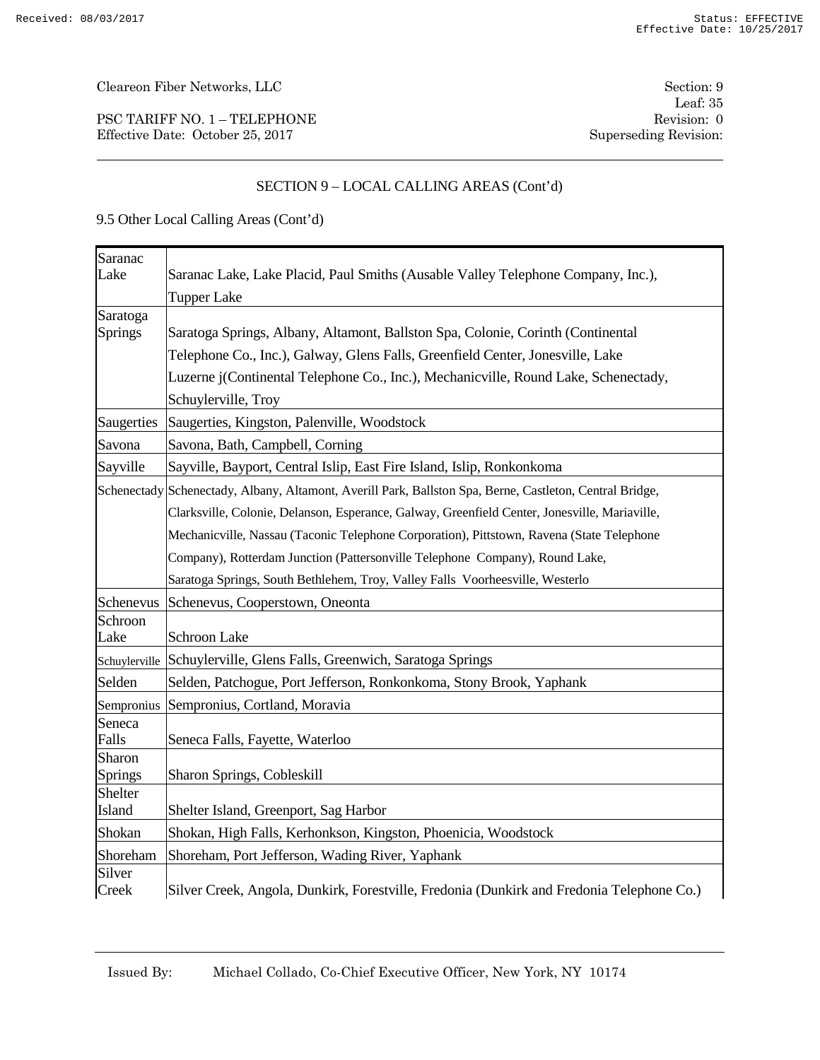Cleareon Fiber Networks, LLC

PSC TARIFF NO. 1 – TELEPHONE
Effective Date: October 25, 2017

Section: 9
Leaf: 35
Revision: 0
Superseding Revision:

## SECTION 9 – LOCAL CALLING AREAS (Cont'd)

### 9.5 Other Local Calling Areas (Cont'd)

| | |
|---|---|
| Saranac Lake | Saranac Lake, Lake Placid, Paul Smiths (Ausable Valley Telephone Company, Inc.), Tupper Lake |
| Saratoga Springs | Saratoga Springs, Albany, Altamont, Ballston Spa, Colonie, Corinth (Continental Telephone Co., Inc.), Galway, Glens Falls, Greenfield Center, Jonesville, Lake Luzerne j(Continental Telephone Co., Inc.), Mechanicville, Round Lake, Schenectady, Schuylerville, Troy |
| Saugerties | Saugerties, Kingston, Palenville, Woodstock |
| Savona | Savona, Bath, Campbell, Corning |
| Sayville | Sayville, Bayport, Central Islip, East Fire Island, Islip, Ronkonkoma |
| Schenectady | Schenectady, Albany, Altamont, Averill Park, Ballston Spa, Berne, Castleton, Central Bridge, Clarksville, Colonie, Delanson, Esperance, Galway, Greenfield Center, Jonesville, Mariaville, Mechanicville, Nassau (Taconic Telephone Corporation), Pittstown, Ravena (State Telephone Company), Rotterdam Junction (Pattersonville Telephone Company), Round Lake, Saratoga Springs, South Bethlehem, Troy, Valley Falls Voorheesville, Westerlo |
| Schenevus | Schenevus, Cooperstown, Oneonta |
| Schroon Lake | Schroon Lake |
| Schuylerville | Schuylerville, Glens Falls, Greenwich, Saratoga Springs |
| Selden | Selden, Patchogue, Port Jefferson, Ronkonkoma, Stony Brook, Yaphank |
| Sempronius | Sempronius, Cortland, Moravia |
| Seneca Falls | Seneca Falls, Fayette, Waterloo |
| Sharon Springs | Sharon Springs, Cobleskill |
| Shelter Island | Shelter Island, Greenport, Sag Harbor |
| Shokan | Shokan, High Falls, Kerhonkson, Kingston, Phoenicia, Woodstock |
| Shoreham | Shoreham, Port Jefferson, Wading River, Yaphank |
| Silver Creek | Silver Creek, Angola, Dunkirk, Forestville, Fredonia (Dunkirk and Fredonia Telephone Co.) |

Issued By: Michael Collado, Co-Chief Executive Officer, New York, NY 10174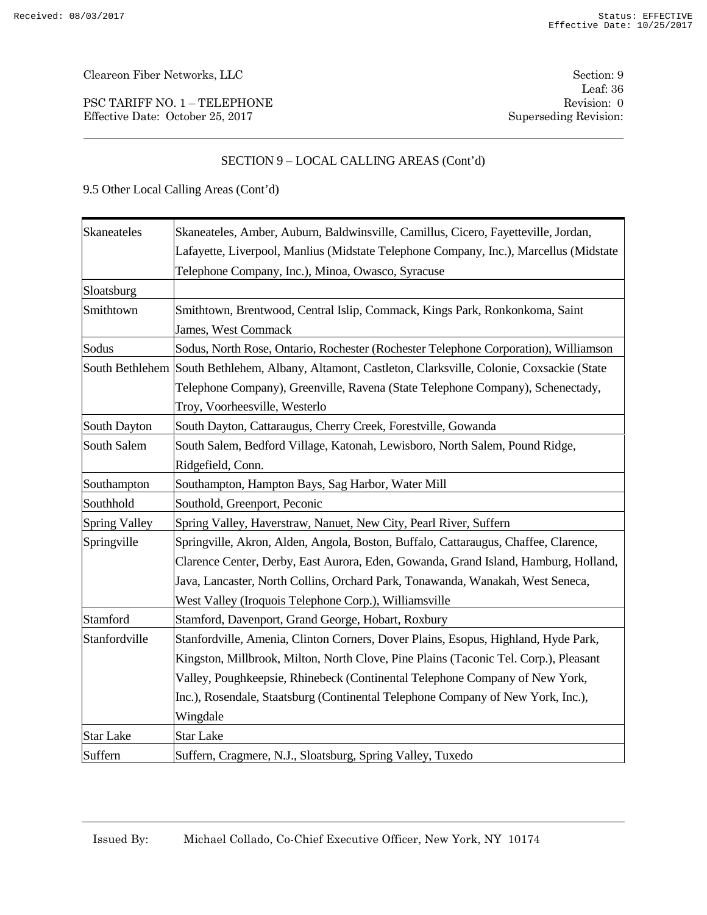Cleareon Fiber Networks, LLC

PSC TARIFF NO. 1 – TELEPHONE
Effective Date: October 25, 2017

Section: 9
Leaf: 36
Revision: 0
Superseding Revision:

## SECTION 9 – LOCAL CALLING AREAS (Cont'd)

9.5 Other Local Calling Areas (Cont'd)

| | |
|---|---|
| Skaneateles | Skaneateles, Amber, Auburn, Baldwinsville, Camillus, Cicero, Fayetteville, Jordan, Lafayette, Liverpool, Manlius (Midstate Telephone Company, Inc.), Marcellus (Midstate Telephone Company, Inc.), Minoa, Owasco, Syracuse |
| Sloatsburg | |
| Smithtown | Smithtown, Brentwood, Central Islip, Commack, Kings Park, Ronkonkoma, Saint James, West Commack |
| Sodus | Sodus, North Rose, Ontario, Rochester (Rochester Telephone Corporation), Williamson |
| South Bethlehem | South Bethlehem, Albany, Altamont, Castleton, Clarksville, Colonie, Coxsackie (State Telephone Company), Greenville, Ravena (State Telephone Company), Schenectady, Troy, Voorheesville, Westerlo |
| South Dayton | South Dayton, Cattaraugus, Cherry Creek, Forestville, Gowanda |
| South Salem | South Salem, Bedford Village, Katonah, Lewisboro, North Salem, Pound Ridge, Ridgefield, Conn. |
| Southampton | Southampton, Hampton Bays, Sag Harbor, Water Mill |
| Southhold | Southold, Greenport, Peconic |
| Spring Valley | Spring Valley, Haverstraw, Nanuet, New City, Pearl River, Suffern |
| Springville | Springville, Akron, Alden, Angola, Boston, Buffalo, Cattaraugus, Chaffee, Clarence, Clarence Center, Derby, East Aurora, Eden, Gowanda, Grand Island, Hamburg, Holland, Java, Lancaster, North Collins, Orchard Park, Tonawanda, Wanakah, West Seneca, West Valley (Iroquois Telephone Corp.), Williamsville |
| Stamford | Stamford, Davenport, Grand George, Hobart, Roxbury |
| Stanfordville | Stanfordville, Amenia, Clinton Corners, Dover Plains, Esopus, Highland, Hyde Park, Kingston, Millbrook, Milton, North Clove, Pine Plains (Taconic Tel. Corp.), Pleasant Valley, Poughkeepsie, Rhinebeck (Continental Telephone Company of New York, Inc.), Rosendale, Staatsburg (Continental Telephone Company of New York, Inc.), Wingdale |
| Star Lake | Star Lake |
| Suffern | Suffern, Cragmere, N.J., Sloatsburg, Spring Valley, Tuxedo |

Issued By: Michael Collado, Co-Chief Executive Officer, New York, NY 10174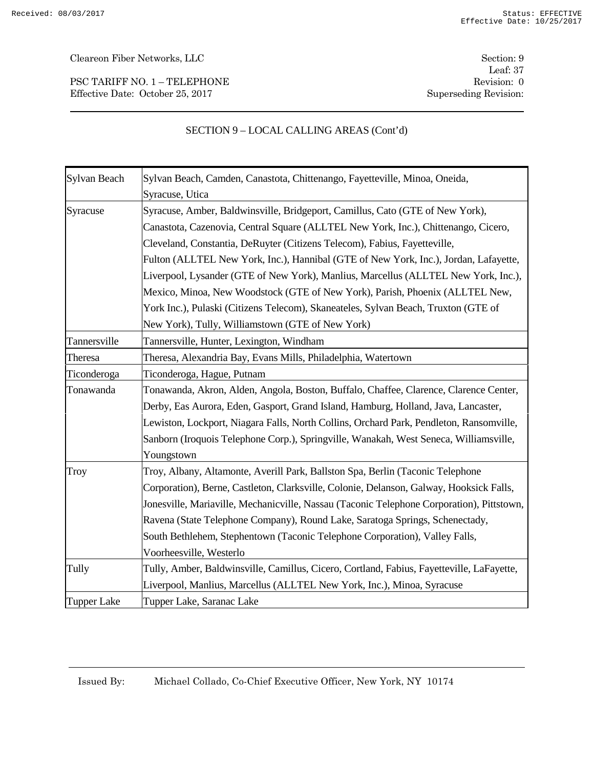Cleareon Fiber Networks, LLC

PSC TARIFF NO. 1 – TELEPHONE
Effective Date: October 25, 2017

Section: 9
Leaf: 37
Revision: 0
Superseding Revision:

## SECTION 9 – LOCAL CALLING AREAS (Cont'd)

| | |
|---|---|
| Sylvan Beach | Sylvan Beach, Camden, Canastota, Chittenango, Fayetteville, Minoa, Oneida, Syracuse, Utica |
| Syracuse | Syracuse, Amber, Baldwinsville, Bridgeport, Camillus, Cato (GTE of New York), Canastota, Cazenovia, Central Square (ALLTEL New York, Inc.), Chittenango, Cicero, Cleveland, Constantia, DeRuyter (Citizens Telecom), Fabius, Fayetteville, Fulton (ALLTEL New York, Inc.), Hannibal (GTE of New York, Inc.), Jordan, Lafayette, Liverpool, Lysander (GTE of New York), Manlius, Marcellus (ALLTEL New York, Inc.), Mexico, Minoa, New Woodstock (GTE of New York), Parish, Phoenix (ALLTEL New, York Inc.), Pulaski (Citizens Telecom), Skaneateles, Sylvan Beach, Truxton (GTE of New York), Tully, Williamstown (GTE of New York) |
| Tannersville | Tannersville, Hunter, Lexington, Windham |
| Theresa | Theresa, Alexandria Bay, Evans Mills, Philadelphia, Watertown |
| Ticonderoga | Ticonderoga, Hague, Putnam |
| Tonawanda | Tonawanda, Akron, Alden, Angola, Boston, Buffalo, Chaffee, Clarence, Clarence Center, Derby, Eas Aurora, Eden, Gasport, Grand Island, Hamburg, Holland, Java, Lancaster, Lewiston, Lockport, Niagara Falls, North Collins, Orchard Park, Pendleton, Ransomville, Sanborn (Iroquois Telephone Corp.), Springville, Wanakah, West Seneca, Williamsville, Youngstown |
| Troy | Troy, Albany, Altamonte, Averill Park, Ballston Spa, Berlin (Taconic Telephone Corporation), Berne, Castleton, Clarksville, Colonie, Delanson, Galway, Hooksick Falls, Jonesville, Mariaville, Mechanicville, Nassau (Taconic Telephone Corporation), Pittstown, Ravena (State Telephone Company), Round Lake, Saratoga Springs, Schenectady, South Bethlehem, Stephentown (Taconic Telephone Corporation), Valley Falls, Voorheesville, Westerlo |
| Tully | Tully, Amber, Baldwinsville, Camillus, Cicero, Cortland, Fabius, Fayetteville, LaFayette, Liverpool, Manlius, Marcellus (ALLTEL New York, Inc.), Minoa, Syracuse |
| Tupper Lake | Tupper Lake, Saranac Lake |

Issued By: Michael Collado, Co-Chief Executive Officer, New York, NY 10174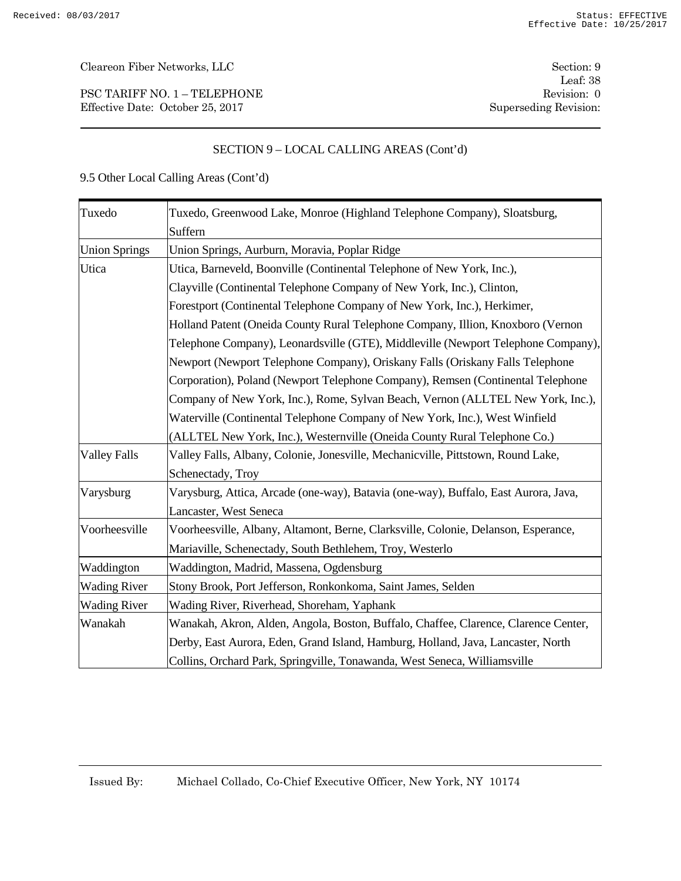## SECTION 9 – LOCAL CALLING AREAS (Cont'd)

9.5 Other Local Calling Areas (Cont'd)

| | |
|---|---|
| Tuxedo | Tuxedo, Greenwood Lake, Monroe (Highland Telephone Company), Sloatsburg, Suffern |
| Union Springs | Union Springs, Aurburn, Moravia, Poplar Ridge |
| Utica | Utica, Barneveld, Boonville (Continental Telephone of New York, Inc.), Clayville (Continental Telephone Company of New York, Inc.), Clinton, Forestport (Continental Telephone Company of New York, Inc.), Herkimer, Holland Patent (Oneida County Rural Telephone Company, Illion, Knoxboro (Vernon Telephone Company), Leonardsville (GTE), Middleville (Newport Telephone Company), Newport (Newport Telephone Company), Oriskany Falls (Oriskany Falls Telephone Corporation), Poland (Newport Telephone Company), Remsen (Continental Telephone Company of New York, Inc.), Rome, Sylvan Beach, Vernon (ALLTEL New York, Inc.), Waterville (Continental Telephone Company of New York, Inc.), West Winfield (ALLTEL New York, Inc.), Westernville (Oneida County Rural Telephone Co.) |
| Valley Falls | Valley Falls, Albany, Colonie, Jonesville, Mechanicville, Pittstown, Round Lake, Schenectady, Troy |
| Varysburg | Varysburg, Attica, Arcade (one-way), Batavia (one-way), Buffalo, East Aurora, Java, Lancaster, West Seneca |
| Voorheesville | Voorheesville, Albany, Altamont, Berne, Clarksville, Colonie, Delanson, Esperance, Mariaville, Schenectady, South Bethlehem, Troy, Westerlo |
| Waddington | Waddington, Madrid, Massena, Ogdensburg |
| Wading River | Stony Brook, Port Jefferson, Ronkonkoma, Saint James, Selden |
| Wading River | Wading River, Riverhead, Shoreham, Yaphank |
| Wanakah | Wanakah, Akron, Alden, Angola, Boston, Buffalo, Chaffee, Clarence, Clarence Center, Derby, East Aurora, Eden, Grand Island, Hamburg, Holland, Java, Lancaster, North Collins, Orchard Park, Springville, Tonawanda, West Seneca, Williamsville |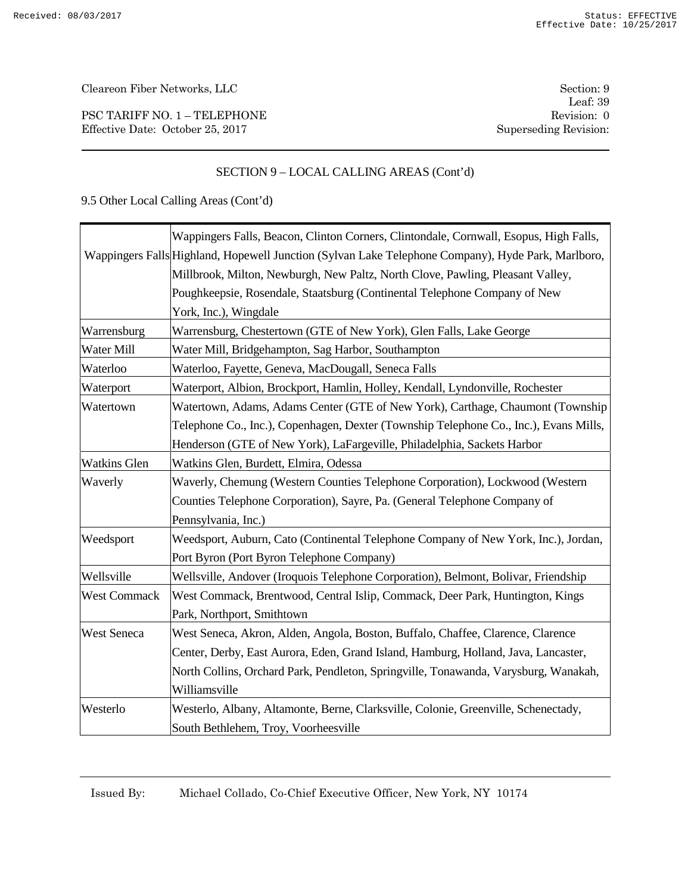## SECTION 9 – LOCAL CALLING AREAS (Cont'd)

9.5 Other Local Calling Areas (Cont'd)

| | |
|---|---|
| Wappingers Falls | Wappingers Falls, Beacon, Clinton Corners, Clintondale, Cornwall, Esopus, High Falls, Highland, Hopewell Junction (Sylvan Lake Telephone Company), Hyde Park, Marlboro, Millbrook, Milton, Newburgh, New Paltz, North Clove, Pawling, Pleasant Valley, Poughkeepsie, Rosendale, Staatsburg (Continental Telephone Company of New York, Inc.), Wingdale |
| Warrensburg | Warrensburg, Chestertown (GTE of New York), Glen Falls, Lake George |
| Water Mill | Water Mill, Bridgehampton, Sag Harbor, Southampton |
| Waterloo | Waterloo, Fayette, Geneva, MacDougall, Seneca Falls |
| Waterport | Waterport, Albion, Brockport, Hamlin, Holley, Kendall, Lyndonville, Rochester |
| Watertown | Watertown, Adams, Adams Center (GTE of New York), Carthage, Chaumont (Township Telephone Co., Inc.), Copenhagen, Dexter (Township Telephone Co., Inc.), Evans Mills, Henderson (GTE of New York), LaFargeville, Philadelphia, Sackets Harbor |
| Watkins Glen | Watkins Glen, Burdett, Elmira, Odessa |
| Waverly | Waverly, Chemung (Western Counties Telephone Corporation), Lockwood (Western Counties Telephone Corporation), Sayre, Pa. (General Telephone Company of Pennsylvania, Inc.) |
| Weedsport | Weedsport, Auburn, Cato (Continental Telephone Company of New York, Inc.), Jordan, Port Byron (Port Byron Telephone Company) |
| Wellsville | Wellsville, Andover (Iroquois Telephone Corporation), Belmont, Bolivar, Friendship |
| West Commack | West Commack, Brentwood, Central Islip, Commack, Deer Park, Huntington, Kings Park, Northport, Smithtown |
| West Seneca | West Seneca, Akron, Alden, Angola, Boston, Buffalo, Chaffee, Clarence, Clarence Center, Derby, East Aurora, Eden, Grand Island, Hamburg, Holland, Java, Lancaster, North Collins, Orchard Park, Pendleton, Springville, Tonawanda, Varysburg, Wanakah, Williamsville |
| Westerlo | Westerlo, Albany, Altamonte, Berne, Clarksville, Colonie, Greenville, Schenectady, South Bethlehem, Troy, Voorheesville |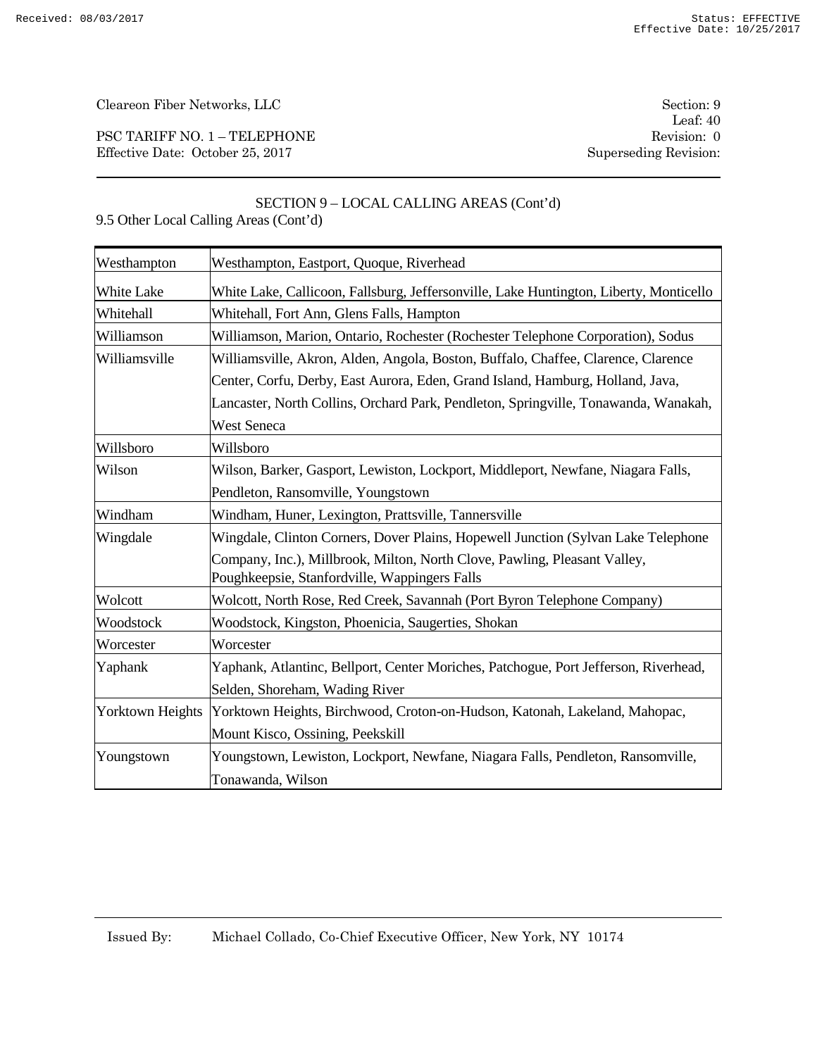Cleareon Fiber Networks, LLC

PSC TARIFF NO. 1 – TELEPHONE
Effective Date: October 25, 2017

Section: 9
Leaf: 40
Revision: 0
Superseding Revision:

SECTION 9 – LOCAL CALLING AREAS (Cont'd)

9.5 Other Local Calling Areas (Cont'd)

| | |
|---|---|
| Westhampton | Westhampton, Eastport, Quoque, Riverhead |
| White Lake | White Lake, Callicoon, Fallsburg, Jeffersonville, Lake Huntington, Liberty, Monticello |
| Whitehall | Whitehall, Fort Ann, Glens Falls, Hampton |
| Williamson | Williamson, Marion, Ontario, Rochester (Rochester Telephone Corporation), Sodus |
| Williamsville | Williamsville, Akron, Alden, Angola, Boston, Buffalo, Chaffee, Clarence, Clarence Center, Corfu, Derby, East Aurora, Eden, Grand Island, Hamburg, Holland, Java, Lancaster, North Collins, Orchard Park, Pendleton, Springville, Tonawanda, Wanakah, West Seneca |
| Willsboro | Willsboro |
| Wilson | Wilson, Barker, Gasport, Lewiston, Lockport, Middleport, Newfane, Niagara Falls, Pendleton, Ransomville, Youngstown |
| Windham | Windham, Huner, Lexington, Prattsville, Tannersville |
| Wingdale | Wingdale, Clinton Corners, Dover Plains, Hopewell Junction (Sylvan Lake Telephone Company, Inc.), Millbrook, Milton, North Clove, Pawling, Pleasant Valley, Poughkeepsie, Stanfordville, Wappingers Falls |
| Wolcott | Wolcott, North Rose, Red Creek, Savannah (Port Byron Telephone Company) |
| Woodstock | Woodstock, Kingston, Phoenicia, Saugerties, Shokan |
| Worcester | Worcester |
| Yaphank | Yaphank, Atlantinc, Bellport, Center Moriches, Patchogue, Port Jefferson, Riverhead, Selden, Shoreham, Wading River |
| Yorktown Heights | Yorktown Heights, Birchwood, Croton-on-Hudson, Katonah, Lakeland, Mahopac, Mount Kisco, Ossining, Peekskill |
| Youngstown | Youngstown, Lewiston, Lockport, Newfane, Niagara Falls, Pendleton, Ransomville, Tonawanda, Wilson |

Issued By: Michael Collado, Co-Chief Executive Officer, New York, NY 10174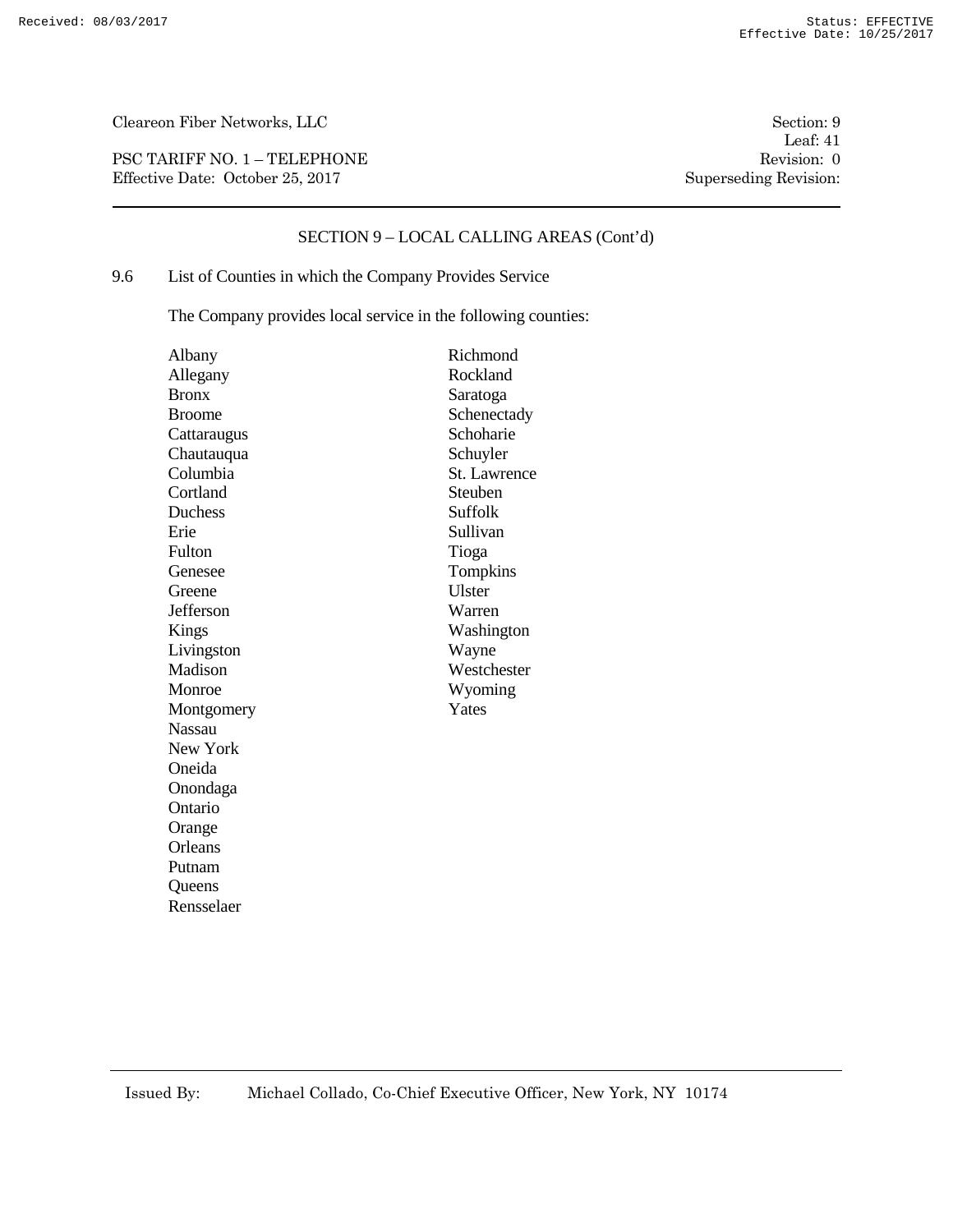Cleareon Fiber Networks, LLC — Section: 9, Leaf: 41

PSC TARIFF NO. 1 – TELEPHONE — Revision: 0

Effective Date: October 25, 2017 — Superseding Revision:

## SECTION 9 – LOCAL CALLING AREAS (Cont'd)

### 9.6 List of Counties in which the Company Provides Service

The Company provides local service in the following counties:

- Albany
- Allegany
- Bronx
- Broome
- Cattaraugus
- Chautauqua
- Columbia
- Cortland
- Duchess
- Erie
- Fulton
- Genesee
- Greene
- Jefferson
- Kings
- Livingston
- Madison
- Monroe
- Montgomery
- Nassau
- New York
- Oneida
- Onondaga
- Ontario
- Orange
- Orleans
- Putnam
- Queens
- Rensselaer
- Richmond
- Rockland
- Saratoga
- Schenectady
- Schoharie
- Schuyler
- St. Lawrence
- Steuben
- Suffolk
- Sullivan
- Tioga
- Tompkins
- Ulster
- Warren
- Washington
- Wayne
- Westchester
- Wyoming
- Yates

Issued By: Michael Collado, Co-Chief Executive Officer, New York, NY 10174